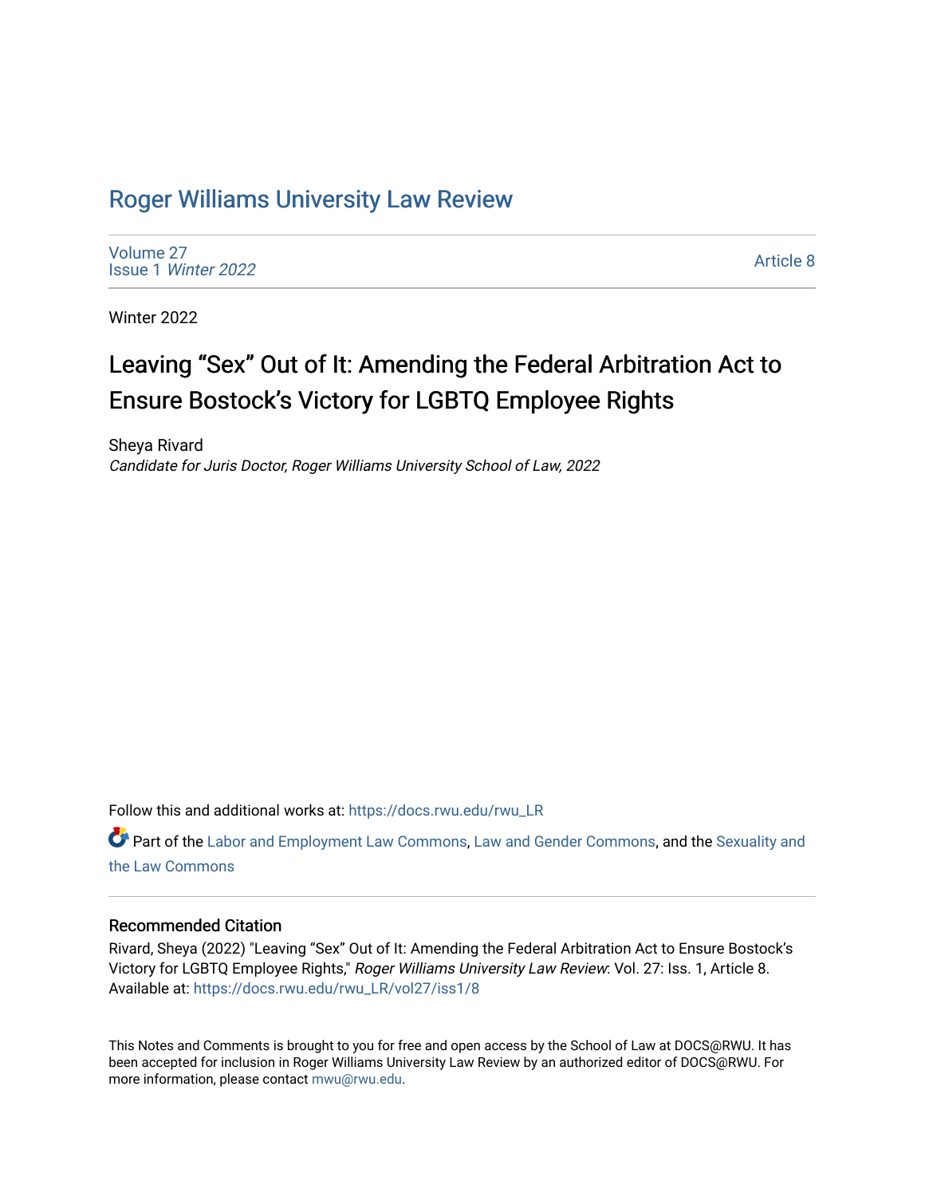# Roger Williams University Law Review

Volume 27
Issue 1 *Winter 2022*

Article 8

Winter 2022

## Leaving "Sex" Out of It: Amending the Federal Arbitration Act to Ensure Bostock's Victory for LGBTQ Employee Rights

Sheya Rivard
*Candidate for Juris Doctor, Roger Williams University School of Law, 2022*

Follow this and additional works at: https://docs.rwu.edu/rwu_LR

Part of the Labor and Employment Law Commons, Law and Gender Commons, and the Sexuality and the Law Commons

### Recommended Citation

Rivard, Sheya (2022) "Leaving "Sex" Out of It: Amending the Federal Arbitration Act to Ensure Bostock's Victory for LGBTQ Employee Rights," *Roger Williams University Law Review*: Vol. 27: Iss. 1, Article 8.
Available at: https://docs.rwu.edu/rwu_LR/vol27/iss1/8

This Notes and Comments is brought to you for free and open access by the School of Law at DOCS@RWU. It has been accepted for inclusion in Roger Williams University Law Review by an authorized editor of DOCS@RWU. For more information, please contact mwu@rwu.edu.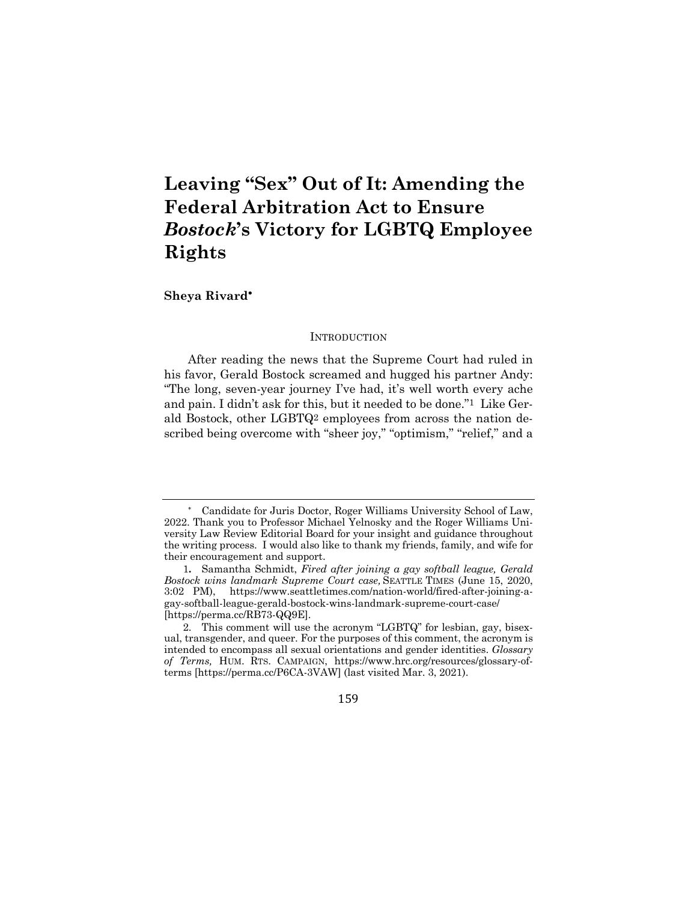# Leaving "Sex" Out of It: Amending the Federal Arbitration Act to Ensure *Bostock*'s Victory for LGBTQ Employee Rights

**Sheya Rivard***

## INTRODUCTION

After reading the news that the Supreme Court had ruled in his favor, Gerald Bostock screamed and hugged his partner Andy: "The long, seven-year journey I've had, it's well worth every ache and pain. I didn't ask for this, but it needed to be done."[1] Like Gerald Bostock, other LGBTQ[2] employees from across the nation described being overcome with "sheer joy," "optimism," "relief," and a

---

\* Candidate for Juris Doctor, Roger Williams University School of Law, 2022. Thank you to Professor Michael Yelnosky and the Roger Williams University Law Review Editorial Board for your insight and guidance throughout the writing process. I would also like to thank my friends, family, and wife for their encouragement and support.

1. Samantha Schmidt, *Fired after joining a gay softball league, Gerald Bostock wins landmark Supreme Court case,* SEATTLE TIMES (June 15, 2020, 3:02 PM), https://www.seattletimes.com/nation-world/fired-after-joining-a-gay-softball-league-gerald-bostock-wins-landmark-supreme-court-case/ [https://perma.cc/RB73-QQ9E].

2. This comment will use the acronym "LGBTQ" for lesbian, gay, bisexual, transgender, and queer. For the purposes of this comment, the acronym is intended to encompass all sexual orientations and gender identities. *Glossary of Terms,* HUM. RTS. CAMPAIGN, https://www.hrc.org/resources/glossary-of-terms [https://perma.cc/P6CA-3VAW] (last visited Mar. 3, 2021).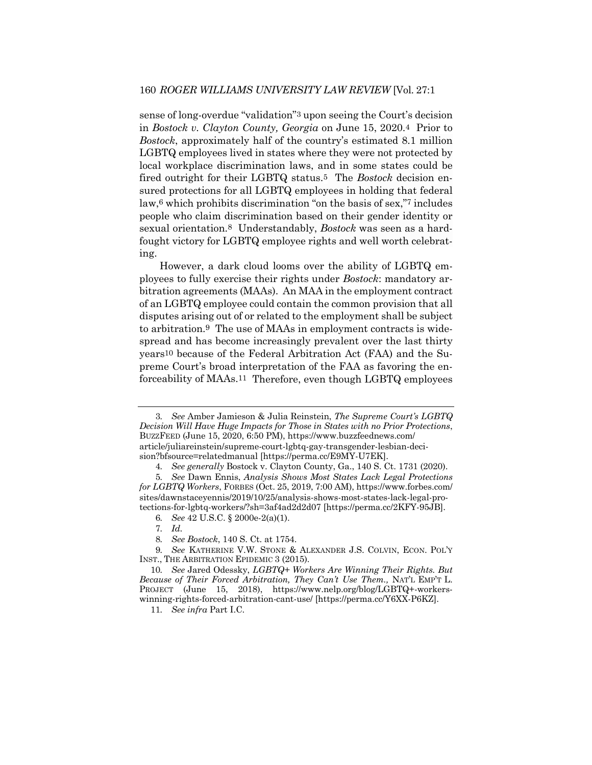sense of long-overdue "validation"[3] upon seeing the Court's decision in *Bostock v. Clayton County, Georgia* on June 15, 2020.[4] Prior to *Bostock*, approximately half of the country's estimated 8.1 million LGBTQ employees lived in states where they were not protected by local workplace discrimination laws, and in some states could be fired outright for their LGBTQ status.[5] The *Bostock* decision ensured protections for all LGBTQ employees in holding that federal law,[6] which prohibits discrimination "on the basis of sex,"[7] includes people who claim discrimination based on their gender identity or sexual orientation.[8] Understandably, *Bostock* was seen as a hard-fought victory for LGBTQ employee rights and well worth celebrating.

However, a dark cloud looms over the ability of LGBTQ employees to fully exercise their rights under *Bostock*: mandatory arbitration agreements (MAAs). An MAA in the employment contract of an LGBTQ employee could contain the common provision that all disputes arising out of or related to the employment shall be subject to arbitration.[9] The use of MAAs in employment contracts is widespread and has become increasingly prevalent over the last thirty years[10] because of the Federal Arbitration Act (FAA) and the Supreme Court's broad interpretation of the FAA as favoring the enforceability of MAAs.[11] Therefore, even though LGBTQ employees

---

3. *See* Amber Jamieson & Julia Reinstein, *The Supreme Court's LGBTQ Decision Will Have Huge Impacts for Those in States with no Prior Protections*, BUZZFEED (June 15, 2020, 6:50 PM), https://www.buzzfeednews.com/article/juliareinstein/supreme-court-lgbtq-gay-transgender-lesbian-decision?bfsource=relatedmanual [https://perma.cc/E9MY-U7EK].

4. *See generally* Bostock v. Clayton County, Ga., 140 S. Ct. 1731 (2020).

5. *See* Dawn Ennis, *Analysis Shows Most States Lack Legal Protections for LGBTQ Workers*, FORBES (Oct. 25, 2019, 7:00 AM), https://www.forbes.com/sites/dawnstaceyennis/2019/10/25/analysis-shows-most-states-lack-legal-protections-for-lgbtq-workers/?sh=3af4ad2d2d07 [https://perma.cc/2KFY-95JB].

6. *See* 42 U.S.C. § 2000e-2(a)(1).

7. *Id.*

8. *See Bostock*, 140 S. Ct. at 1754.

9. *See* KATHERINE V.W. STONE & ALEXANDER J.S. COLVIN, ECON. POL'Y INST., THE ARBITRATION EPIDEMIC 3 (2015).

10. *See* Jared Odessky, *LGBTQ+ Workers Are Winning Their Rights. But Because of Their Forced Arbitration, They Can't Use Them.*, NAT'L EMP'T L. PROJECT (June 15, 2018), https://www.nelp.org/blog/LGBTQ+-workers-winning-rights-forced-arbitration-cant-use/ [https://perma.cc/Y6XX-P6KZ].

11. *See infra* Part I.C.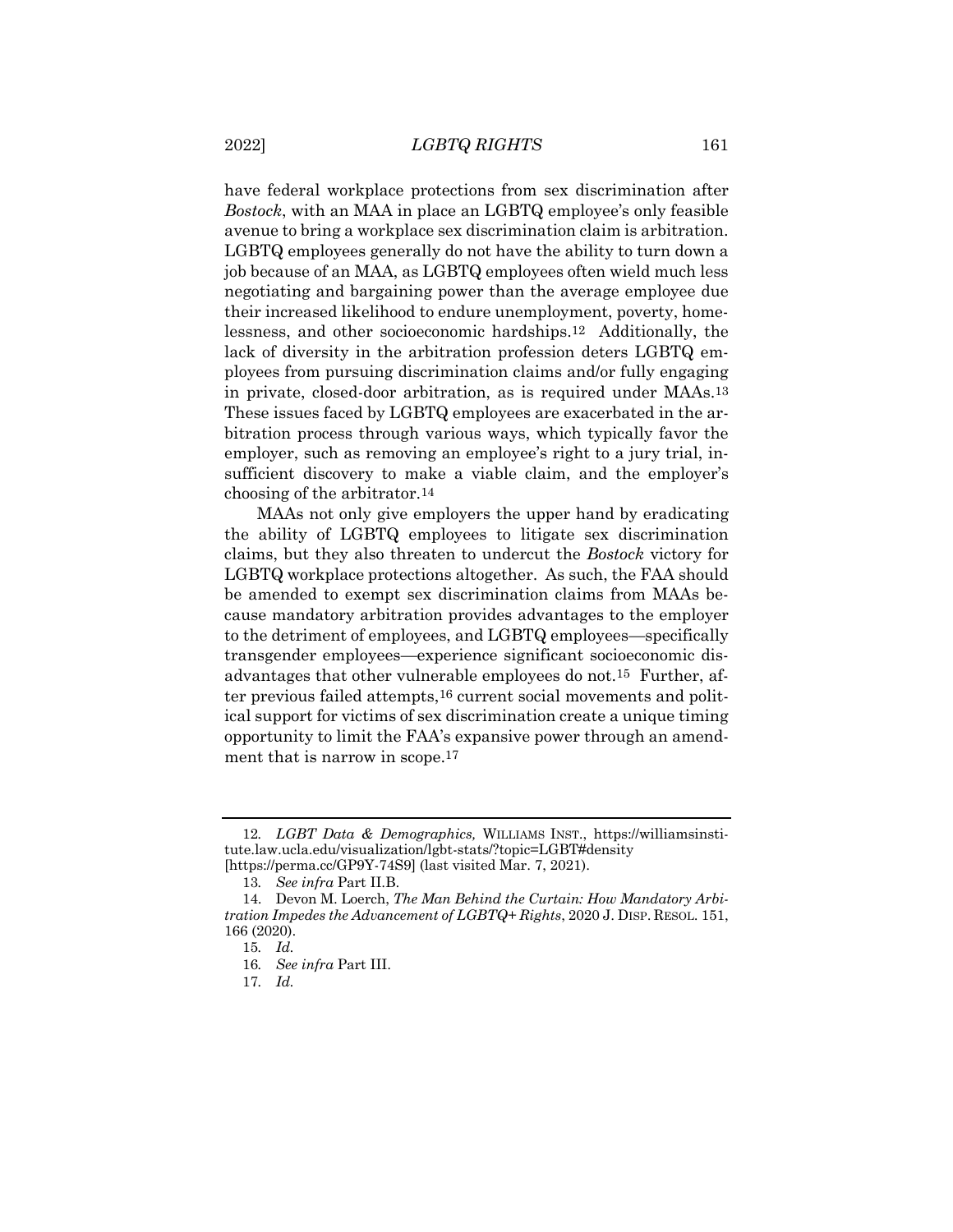have federal workplace protections from sex discrimination after *Bostock*, with an MAA in place an LGBTQ employee's only feasible avenue to bring a workplace sex discrimination claim is arbitration. LGBTQ employees generally do not have the ability to turn down a job because of an MAA, as LGBTQ employees often wield much less negotiating and bargaining power than the average employee due their increased likelihood to endure unemployment, poverty, homelessness, and other socioeconomic hardships.[12] Additionally, the lack of diversity in the arbitration profession deters LGBTQ employees from pursuing discrimination claims and/or fully engaging in private, closed-door arbitration, as is required under MAAs.[13] These issues faced by LGBTQ employees are exacerbated in the arbitration process through various ways, which typically favor the employer, such as removing an employee's right to a jury trial, insufficient discovery to make a viable claim, and the employer's choosing of the arbitrator.[14]

MAAs not only give employers the upper hand by eradicating the ability of LGBTQ employees to litigate sex discrimination claims, but they also threaten to undercut the *Bostock* victory for LGBTQ workplace protections altogether. As such, the FAA should be amended to exempt sex discrimination claims from MAAs because mandatory arbitration provides advantages to the employer to the detriment of employees, and LGBTQ employees—specifically transgender employees—experience significant socioeconomic disadvantages that other vulnerable employees do not.[15] Further, after previous failed attempts,[16] current social movements and political support for victims of sex discrimination create a unique timing opportunity to limit the FAA's expansive power through an amendment that is narrow in scope.[17]

---

12. *LGBT Data & Demographics,* WILLIAMS INST., https://williamsinstitute.law.ucla.edu/visualization/lgbt-stats/?topic=LGBT#density [https://perma.cc/GP9Y-74S9] (last visited Mar. 7, 2021).

13. *See infra* Part II.B.

14. Devon M. Loerch, *The Man Behind the Curtain: How Mandatory Arbitration Impedes the Advancement of LGBTQ+ Rights*, 2020 J. DISP. RESOL. 151, 166 (2020).

15. *Id.*

16. *See infra* Part III.

17. *Id.*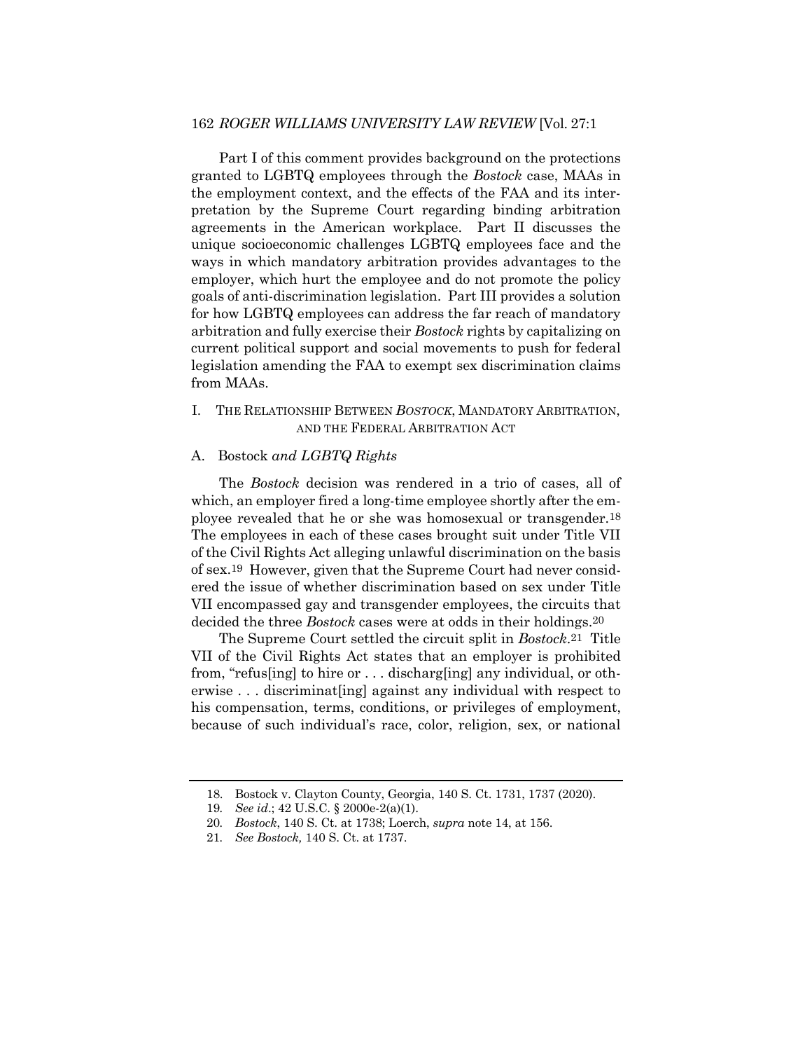Part I of this comment provides background on the protections granted to LGBTQ employees through the *Bostock* case, MAAs in the employment context, and the effects of the FAA and its interpretation by the Supreme Court regarding binding arbitration agreements in the American workplace. Part II discusses the unique socioeconomic challenges LGBTQ employees face and the ways in which mandatory arbitration provides advantages to the employer, which hurt the employee and do not promote the policy goals of anti-discrimination legislation. Part III provides a solution for how LGBTQ employees can address the far reach of mandatory arbitration and fully exercise their *Bostock* rights by capitalizing on current political support and social movements to push for federal legislation amending the FAA to exempt sex discrimination claims from MAAs.

## I. THE RELATIONSHIP BETWEEN *BOSTOCK*, MANDATORY ARBITRATION, AND THE FEDERAL ARBITRATION ACT

### A. Bostock *and LGBTQ Rights*

The *Bostock* decision was rendered in a trio of cases, all of which, an employer fired a long-time employee shortly after the employee revealed that he or she was homosexual or transgender.[18] The employees in each of these cases brought suit under Title VII of the Civil Rights Act alleging unlawful discrimination on the basis of sex.[19] However, given that the Supreme Court had never considered the issue of whether discrimination based on sex under Title VII encompassed gay and transgender employees, the circuits that decided the three *Bostock* cases were at odds in their holdings.[20]

The Supreme Court settled the circuit split in *Bostock*.[21] Title VII of the Civil Rights Act states that an employer is prohibited from, "refus[ing] to hire or . . . discharg[ing] any individual, or otherwise . . . discriminat[ing] against any individual with respect to his compensation, terms, conditions, or privileges of employment, because of such individual's race, color, religion, sex, or national

---

18. Bostock v. Clayton County, Georgia, 140 S. Ct. 1731, 1737 (2020).

19. *See id.*; 42 U.S.C. § 2000e-2(a)(1).

20. *Bostock*, 140 S. Ct. at 1738; Loerch, *supra* note 14, at 156.

21. *See Bostock,* 140 S. Ct. at 1737.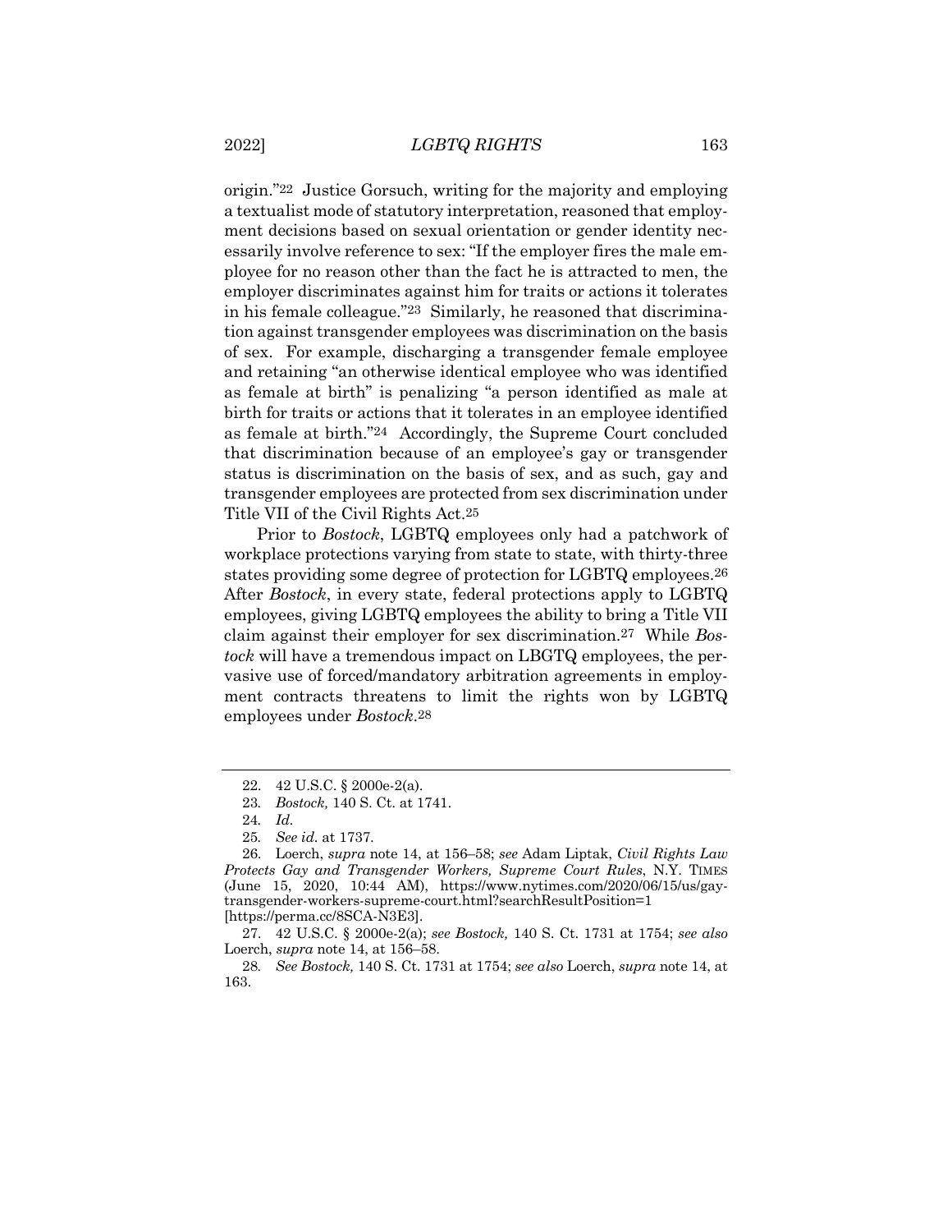origin."[22] Justice Gorsuch, writing for the majority and employing a textualist mode of statutory interpretation, reasoned that employment decisions based on sexual orientation or gender identity necessarily involve reference to sex: "If the employer fires the male employee for no reason other than the fact he is attracted to men, the employer discriminates against him for traits or actions it tolerates in his female colleague."[23] Similarly, he reasoned that discrimination against transgender employees was discrimination on the basis of sex. For example, discharging a transgender female employee and retaining "an otherwise identical employee who was identified as female at birth" is penalizing "a person identified as male at birth for traits or actions that it tolerates in an employee identified as female at birth."[24] Accordingly, the Supreme Court concluded that discrimination because of an employee's gay or transgender status is discrimination on the basis of sex, and as such, gay and transgender employees are protected from sex discrimination under Title VII of the Civil Rights Act.[25]

Prior to *Bostock*, LGBTQ employees only had a patchwork of workplace protections varying from state to state, with thirty-three states providing some degree of protection for LGBTQ employees.[26] After *Bostock*, in every state, federal protections apply to LGBTQ employees, giving LGBTQ employees the ability to bring a Title VII claim against their employer for sex discrimination.[27] While *Bostock* will have a tremendous impact on LBGTQ employees, the pervasive use of forced/mandatory arbitration agreements in employment contracts threatens to limit the rights won by LGBTQ employees under *Bostock*.[28]

---

22. 42 U.S.C. § 2000e-2(a).

23. *Bostock,* 140 S. Ct. at 1741.

24. *Id.*

25. *See id.* at 1737.

26. Loerch, *supra* note 14, at 156–58; *see* Adam Liptak, *Civil Rights Law Protects Gay and Transgender Workers, Supreme Court Rules*, N.Y. TIMES (June 15, 2020, 10:44 AM), https://www.nytimes.com/2020/06/15/us/gay-transgender-workers-supreme-court.html?searchResultPosition=1 [https://perma.cc/8SCA-N3E3].

27. 42 U.S.C. § 2000e-2(a); *see Bostock,* 140 S. Ct. 1731 at 1754; *see also* Loerch, *supra* note 14, at 156–58.

28. *See Bostock,* 140 S. Ct. 1731 at 1754; *see also* Loerch, *supra* note 14, at 163.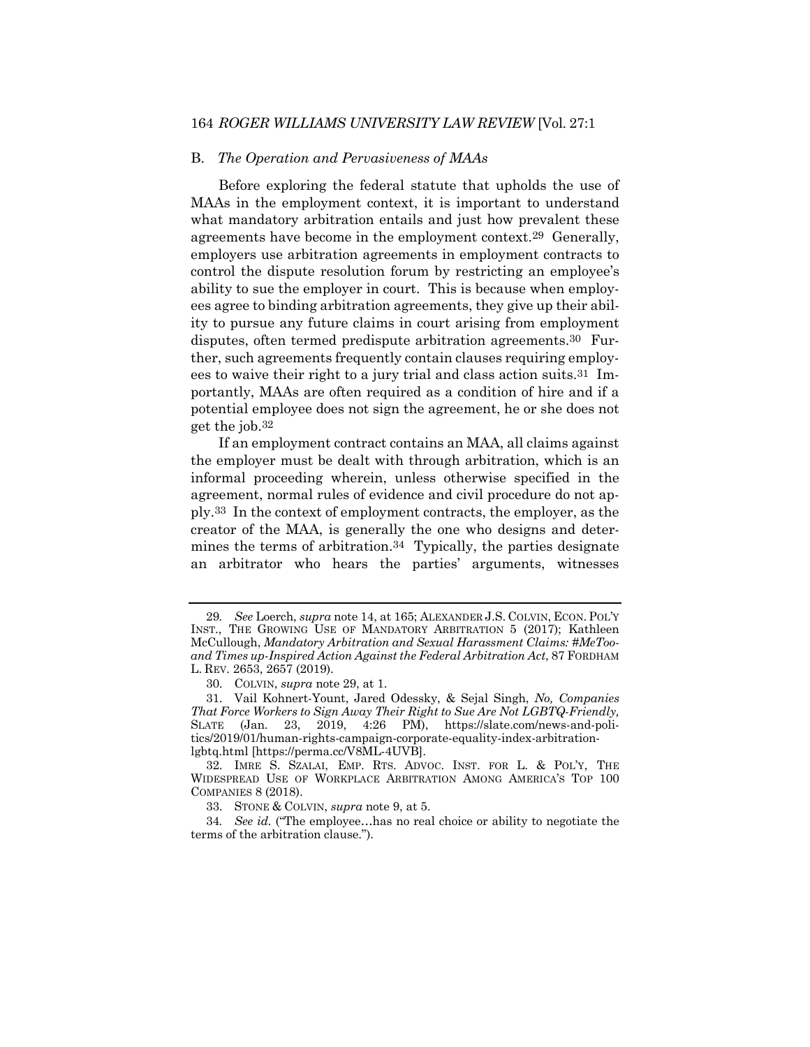## B. *The Operation and Pervasiveness of MAAs*

Before exploring the federal statute that upholds the use of MAAs in the employment context, it is important to understand what mandatory arbitration entails and just how prevalent these agreements have become in the employment context.[29] Generally, employers use arbitration agreements in employment contracts to control the dispute resolution forum by restricting an employee's ability to sue the employer in court. This is because when employees agree to binding arbitration agreements, they give up their ability to pursue any future claims in court arising from employment disputes, often termed predispute arbitration agreements.[30] Further, such agreements frequently contain clauses requiring employees to waive their right to a jury trial and class action suits.[31] Importantly, MAAs are often required as a condition of hire and if a potential employee does not sign the agreement, he or she does not get the job.[32]

If an employment contract contains an MAA, all claims against the employer must be dealt with through arbitration, which is an informal proceeding wherein, unless otherwise specified in the agreement, normal rules of evidence and civil procedure do not apply.[33] In the context of employment contracts, the employer, as the creator of the MAA, is generally the one who designs and determines the terms of arbitration.[34] Typically, the parties designate an arbitrator who hears the parties' arguments, witnesses

---

29. *See* Loerch, *supra* note 14, at 165; ALEXANDER J.S. COLVIN, ECON. POL'Y INST., THE GROWING USE OF MANDATORY ARBITRATION 5 (2017); Kathleen McCullough, *Mandatory Arbitration and Sexual Harassment Claims: #MeToo- and Times up-Inspired Action Against the Federal Arbitration Act*, 87 FORDHAM L. REV. 2653, 2657 (2019).

30. COLVIN, *supra* note 29, at 1.

31. Vail Kohnert-Yount, Jared Odessky, & Sejal Singh, *No, Companies That Force Workers to Sign Away Their Right to Sue Are Not LGBTQ-Friendly,* SLATE (Jan. 23, 2019, 4:26 PM), https://slate.com/news-and-politics/2019/01/human-rights-campaign-corporate-equality-index-arbitration-lgbtq.html [https://perma.cc/V8ML-4UVB].

32. IMRE S. SZALAI, EMP. RTS. ADVOC. INST. FOR L. & POL'Y, THE WIDESPREAD USE OF WORKPLACE ARBITRATION AMONG AMERICA'S TOP 100 COMPANIES 8 (2018).

33. STONE & COLVIN, *supra* note 9, at 5.

34. *See id.* ("The employee…has no real choice or ability to negotiate the terms of the arbitration clause.").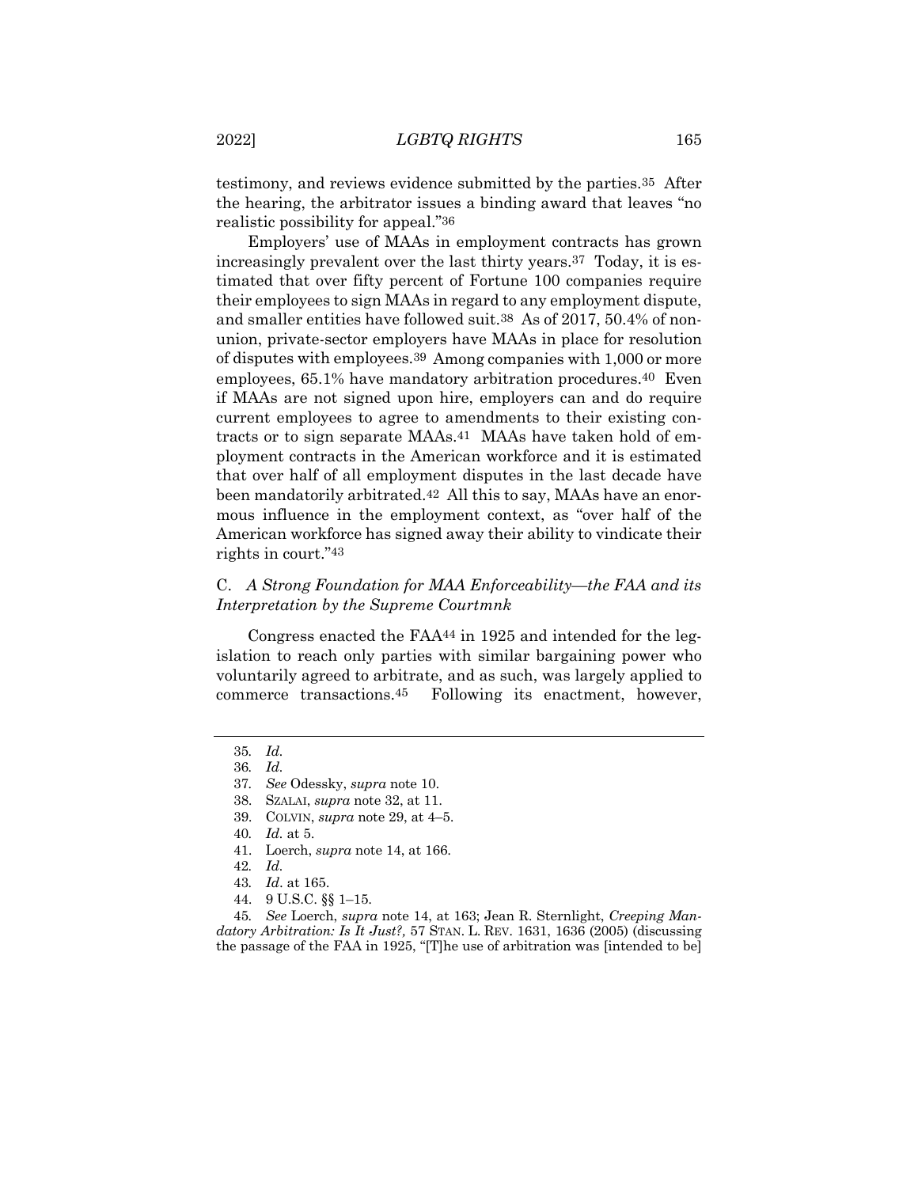testimony, and reviews evidence submitted by the parties.[35] After the hearing, the arbitrator issues a binding award that leaves "no realistic possibility for appeal."[36]

Employers' use of MAAs in employment contracts has grown increasingly prevalent over the last thirty years.[37] Today, it is estimated that over fifty percent of Fortune 100 companies require their employees to sign MAAs in regard to any employment dispute, and smaller entities have followed suit.[38] As of 2017, 50.4% of non-union, private-sector employers have MAAs in place for resolution of disputes with employees.[39] Among companies with 1,000 or more employees, 65.1% have mandatory arbitration procedures.[40] Even if MAAs are not signed upon hire, employers can and do require current employees to agree to amendments to their existing contracts or to sign separate MAAs.[41] MAAs have taken hold of employment contracts in the American workforce and it is estimated that over half of all employment disputes in the last decade have been mandatorily arbitrated.[42] All this to say, MAAs have an enormous influence in the employment context, as "over half of the American workforce has signed away their ability to vindicate their rights in court."[43]

### C. *A Strong Foundation for MAA Enforceability—the FAA and its Interpretation by the Supreme Courtmnk*

Congress enacted the FAA[44] in 1925 and intended for the legislation to reach only parties with similar bargaining power who voluntarily agreed to arbitrate, and as such, was largely applied to commerce transactions.[45] Following its enactment, however,

---

35. *Id.*
36. *Id.*
37. *See* Odessky, *supra* note 10.
38. SZALAI, *supra* note 32, at 11.
39. COLVIN, *supra* note 29, at 4–5.
40. *Id.* at 5.
41. Loerch, *supra* note 14, at 166.
42. *Id.*
43. *Id*. at 165.
44. 9 U.S.C. §§ 1–15.
45. *See* Loerch, *supra* note 14, at 163; Jean R. Sternlight, *Creeping Mandatory Arbitration: Is It Just?,* 57 STAN. L. REV. 1631, 1636 (2005) (discussing the passage of the FAA in 1925, "[T]he use of arbitration was [intended to be]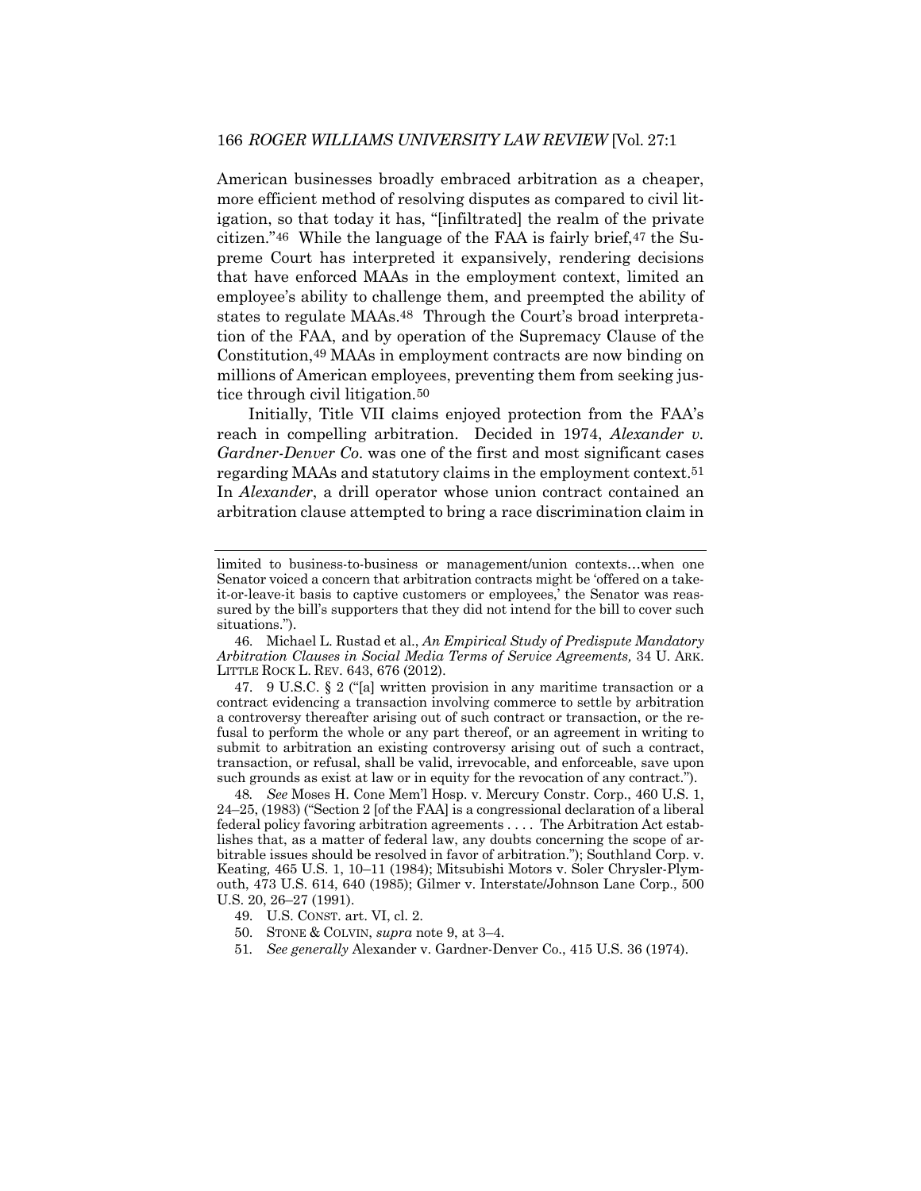American businesses broadly embraced arbitration as a cheaper, more efficient method of resolving disputes as compared to civil litigation, so that today it has, "[infiltrated] the realm of the private citizen."[46] While the language of the FAA is fairly brief,[47] the Supreme Court has interpreted it expansively, rendering decisions that have enforced MAAs in the employment context, limited an employee's ability to challenge them, and preempted the ability of states to regulate MAAs.[48] Through the Court's broad interpretation of the FAA, and by operation of the Supremacy Clause of the Constitution,[49] MAAs in employment contracts are now binding on millions of American employees, preventing them from seeking justice through civil litigation.[50]

Initially, Title VII claims enjoyed protection from the FAA's reach in compelling arbitration. Decided in 1974, *Alexander v. Gardner-Denver Co.* was one of the first and most significant cases regarding MAAs and statutory claims in the employment context.[51] In *Alexander*, a drill operator whose union contract contained an arbitration clause attempted to bring a race discrimination claim in

---

limited to business-to-business or management/union contexts…when one Senator voiced a concern that arbitration contracts might be 'offered on a take-it-or-leave-it basis to captive customers or employees,' the Senator was reassured by the bill's supporters that they did not intend for the bill to cover such situations.").

46. Michael L. Rustad et al., *An Empirical Study of Predispute Mandatory Arbitration Clauses in Social Media Terms of Service Agreements,* 34 U. ARK. LITTLE ROCK L. REV. 643, 676 (2012).

47. 9 U.S.C. § 2 ("[a] written provision in any maritime transaction or a contract evidencing a transaction involving commerce to settle by arbitration a controversy thereafter arising out of such contract or transaction, or the refusal to perform the whole or any part thereof, or an agreement in writing to submit to arbitration an existing controversy arising out of such a contract, transaction, or refusal, shall be valid, irrevocable, and enforceable, save upon such grounds as exist at law or in equity for the revocation of any contract.").

48. *See* Moses H. Cone Mem'l Hosp. v. Mercury Constr. Corp., 460 U.S. 1, 24–25, (1983) ("Section 2 [of the FAA] is a congressional declaration of a liberal federal policy favoring arbitration agreements . . . . The Arbitration Act establishes that, as a matter of federal law, any doubts concerning the scope of arbitrable issues should be resolved in favor of arbitration."); Southland Corp. v. Keating*,* 465 U.S. 1, 10–11 (1984); Mitsubishi Motors v. Soler Chrysler-Plymouth, 473 U.S. 614, 640 (1985); Gilmer v. Interstate/Johnson Lane Corp., 500 U.S. 20, 26–27 (1991).

49. U.S. CONST. art. VI, cl. 2.

50. STONE & COLVIN, *supra* note 9, at 3–4.

51. *See generally* Alexander v. Gardner-Denver Co., 415 U.S. 36 (1974).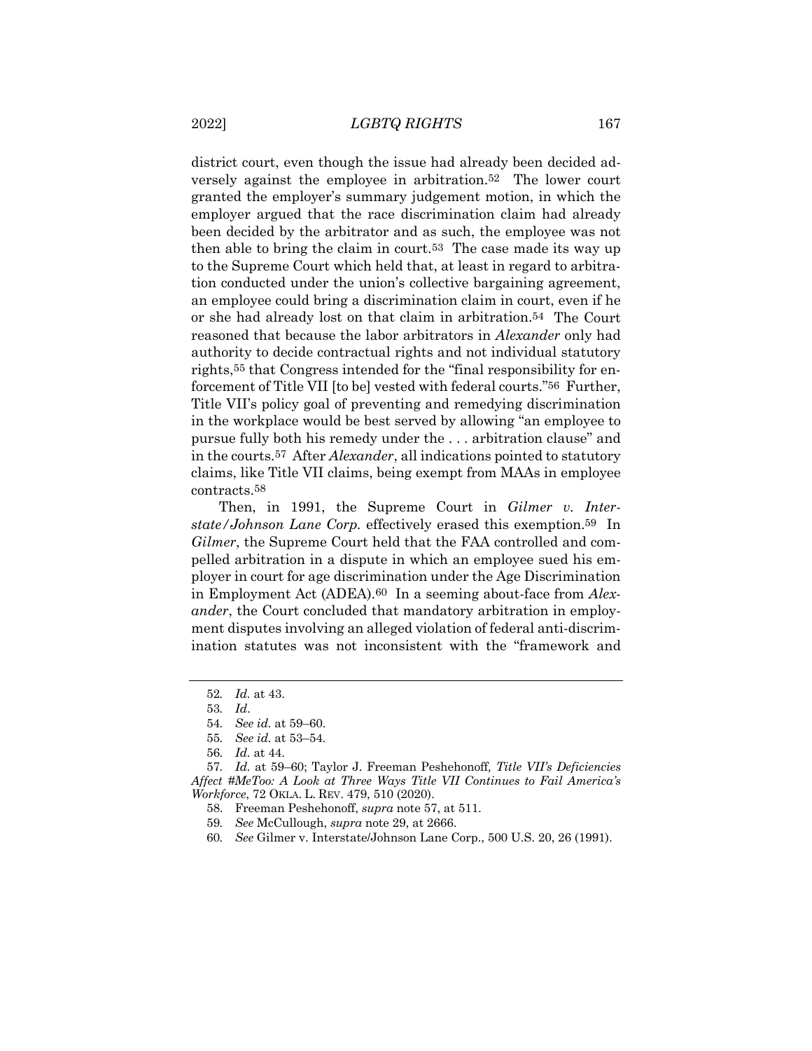district court, even though the issue had already been decided adversely against the employee in arbitration.[52] The lower court granted the employer's summary judgement motion, in which the employer argued that the race discrimination claim had already been decided by the arbitrator and as such, the employee was not then able to bring the claim in court.[53] The case made its way up to the Supreme Court which held that, at least in regard to arbitration conducted under the union's collective bargaining agreement, an employee could bring a discrimination claim in court, even if he or she had already lost on that claim in arbitration.[54] The Court reasoned that because the labor arbitrators in *Alexander* only had authority to decide contractual rights and not individual statutory rights,[55] that Congress intended for the "final responsibility for enforcement of Title VII [to be] vested with federal courts."[56] Further, Title VII's policy goal of preventing and remedying discrimination in the workplace would be best served by allowing "an employee to pursue fully both his remedy under the . . . arbitration clause" and in the courts.[57] After *Alexander*, all indications pointed to statutory claims, like Title VII claims, being exempt from MAAs in employee contracts.[58]

Then, in 1991, the Supreme Court in *Gilmer v. Interstate/Johnson Lane Corp.* effectively erased this exemption.[59] In *Gilmer*, the Supreme Court held that the FAA controlled and compelled arbitration in a dispute in which an employee sued his employer in court for age discrimination under the Age Discrimination in Employment Act (ADEA).[60] In a seeming about-face from *Alexander*, the Court concluded that mandatory arbitration in employment disputes involving an alleged violation of federal anti-discrimination statutes was not inconsistent with the "framework and

---

52. *Id.* at 43.

53. *Id*.

54. *See id.* at 59–60.

55. *See id.* at 53–54.

56. *Id.* at 44.

57. *Id.* at 59–60; Taylor J. Freeman Peshehonoff, *Title VII's Deficiencies Affect #MeToo: A Look at Three Ways Title VII Continues to Fail America's Workforce*, 72 OKLA. L. REV. 479, 510 (2020).

58. Freeman Peshehonoff, *supra* note 57, at 511.

59. *See* McCullough, *supra* note 29, at 2666.

60. *See* Gilmer v. Interstate/Johnson Lane Corp., 500 U.S. 20, 26 (1991).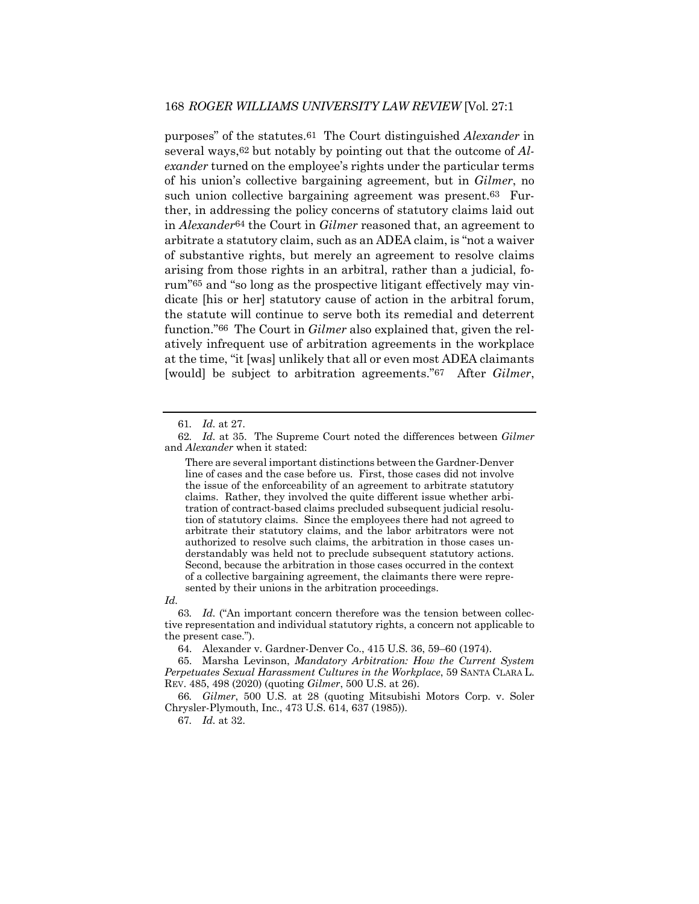purposes" of the statutes.[61] The Court distinguished *Alexander* in several ways,[62] but notably by pointing out that the outcome of *Alexander* turned on the employee's rights under the particular terms of his union's collective bargaining agreement, but in *Gilmer*, no such union collective bargaining agreement was present.[63] Further, in addressing the policy concerns of statutory claims laid out in *Alexander*[64] the Court in *Gilmer* reasoned that, an agreement to arbitrate a statutory claim, such as an ADEA claim, is "not a waiver of substantive rights, but merely an agreement to resolve claims arising from those rights in an arbitral, rather than a judicial, forum"[65] and "so long as the prospective litigant effectively may vindicate [his or her] statutory cause of action in the arbitral forum, the statute will continue to serve both its remedial and deterrent function."[66] The Court in *Gilmer* also explained that, given the relatively infrequent use of arbitration agreements in the workplace at the time, "it [was] unlikely that all or even most ADEA claimants [would] be subject to arbitration agreements."[67] After *Gilmer*,

---

61. *Id.* at 27.

62. *Id.* at 35. The Supreme Court noted the differences between *Gilmer* and *Alexander* when it stated:

> There are several important distinctions between the Gardner-Denver line of cases and the case before us. First, those cases did not involve the issue of the enforceability of an agreement to arbitrate statutory claims. Rather, they involved the quite different issue whether arbitration of contract-based claims precluded subsequent judicial resolution of statutory claims. Since the employees there had not agreed to arbitrate their statutory claims, and the labor arbitrators were not authorized to resolve such claims, the arbitration in those cases understandably was held not to preclude subsequent statutory actions. Second, because the arbitration in those cases occurred in the context of a collective bargaining agreement, the claimants there were represented by their unions in the arbitration proceedings.

*Id.*

63. *Id.* ("An important concern therefore was the tension between collective representation and individual statutory rights, a concern not applicable to the present case.").

64. Alexander v. Gardner-Denver Co., 415 U.S. 36, 59–60 (1974).

65. Marsha Levinson, *Mandatory Arbitration: How the Current System Perpetuates Sexual Harassment Cultures in the Workplace*, 59 SANTA CLARA L. REV. 485, 498 (2020) (quoting *Gilmer*, 500 U.S. at 26).

66. *Gilmer*, 500 U.S. at 28 (quoting Mitsubishi Motors Corp. v. Soler Chrysler-Plymouth, Inc., 473 U.S. 614, 637 (1985)).

67. *Id.* at 32.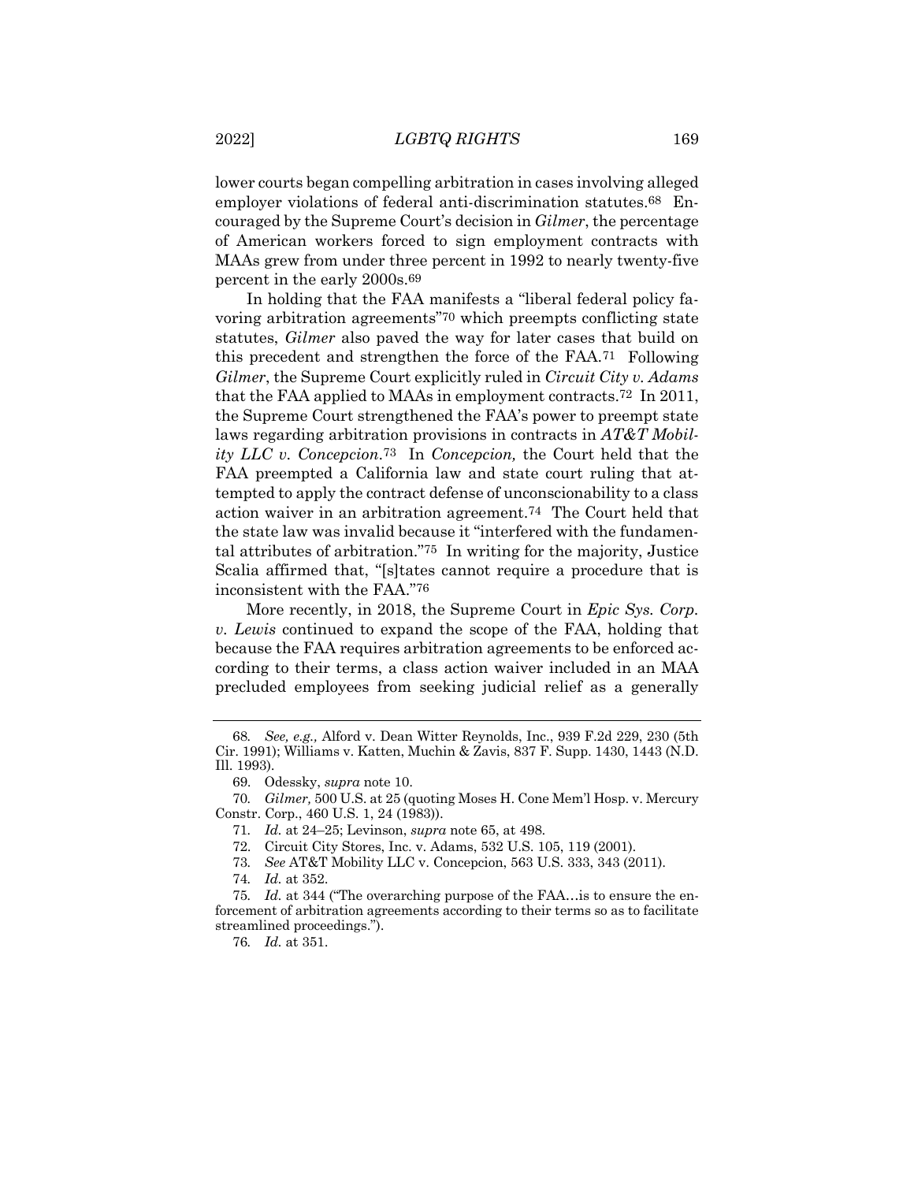lower courts began compelling arbitration in cases involving alleged employer violations of federal anti-discrimination statutes.[68] Encouraged by the Supreme Court's decision in *Gilmer*, the percentage of American workers forced to sign employment contracts with MAAs grew from under three percent in 1992 to nearly twenty-five percent in the early 2000s.[69]

In holding that the FAA manifests a "liberal federal policy favoring arbitration agreements"[70] which preempts conflicting state statutes, *Gilmer* also paved the way for later cases that build on this precedent and strengthen the force of the FAA.[71] Following *Gilmer*, the Supreme Court explicitly ruled in *Circuit City v. Adams* that the FAA applied to MAAs in employment contracts.[72] In 2011, the Supreme Court strengthened the FAA's power to preempt state laws regarding arbitration provisions in contracts in *AT&T Mobility LLC v. Concepcion*.[73] In *Concepcion,* the Court held that the FAA preempted a California law and state court ruling that attempted to apply the contract defense of unconscionability to a class action waiver in an arbitration agreement.[74] The Court held that the state law was invalid because it "interfered with the fundamental attributes of arbitration."[75] In writing for the majority, Justice Scalia affirmed that, "[s]tates cannot require a procedure that is inconsistent with the FAA."[76]

More recently, in 2018, the Supreme Court in *Epic Sys. Corp. v. Lewis* continued to expand the scope of the FAA, holding that because the FAA requires arbitration agreements to be enforced according to their terms, a class action waiver included in an MAA precluded employees from seeking judicial relief as a generally

---

68. *See, e.g.,* Alford v. Dean Witter Reynolds, Inc., 939 F.2d 229, 230 (5th Cir. 1991); Williams v. Katten, Muchin & Zavis, 837 F. Supp. 1430, 1443 (N.D. Ill. 1993).

69. Odessky, *supra* note 10.

70. *Gilmer,* 500 U.S. at 25 (quoting Moses H. Cone Mem'l Hosp. v. Mercury Constr. Corp., 460 U.S. 1, 24 (1983)).

71. *Id.* at 24–25; Levinson, *supra* note 65, at 498.

72. Circuit City Stores, Inc. v. Adams, 532 U.S. 105, 119 (2001).

73. *See* AT&T Mobility LLC v. Concepcion, 563 U.S. 333, 343 (2011).

74. *Id.* at 352.

75. *Id.* at 344 ("The overarching purpose of the FAA…is to ensure the enforcement of arbitration agreements according to their terms so as to facilitate streamlined proceedings.").

76. *Id.* at 351.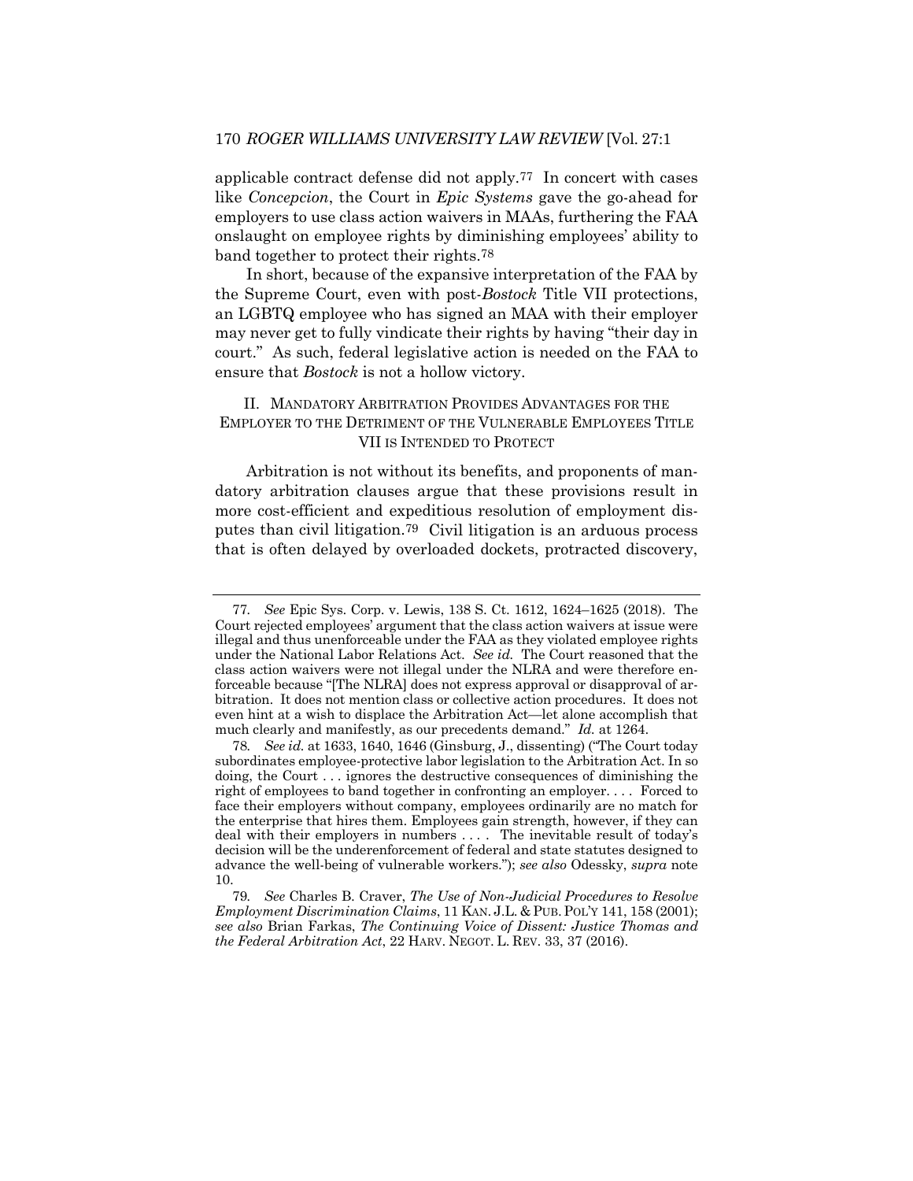applicable contract defense did not apply.[77] In concert with cases like *Concepcion*, the Court in *Epic Systems* gave the go-ahead for employers to use class action waivers in MAAs, furthering the FAA onslaught on employee rights by diminishing employees' ability to band together to protect their rights.[78]

In short, because of the expansive interpretation of the FAA by the Supreme Court, even with post-*Bostock* Title VII protections, an LGBTQ employee who has signed an MAA with their employer may never get to fully vindicate their rights by having "their day in court." As such, federal legislative action is needed on the FAA to ensure that *Bostock* is not a hollow victory.

## II. Mandatory Arbitration Provides Advantages for the Employer to the Detriment of the Vulnerable Employees Title VII is Intended to Protect

Arbitration is not without its benefits, and proponents of mandatory arbitration clauses argue that these provisions result in more cost-efficient and expeditious resolution of employment disputes than civil litigation.[79] Civil litigation is an arduous process that is often delayed by overloaded dockets, protracted discovery,

---

77. *See* Epic Sys. Corp. v. Lewis, 138 S. Ct. 1612, 1624–1625 (2018). The Court rejected employees' argument that the class action waivers at issue were illegal and thus unenforceable under the FAA as they violated employee rights under the National Labor Relations Act. *See id.* The Court reasoned that the class action waivers were not illegal under the NLRA and were therefore enforceable because "[The NLRA] does not express approval or disapproval of arbitration. It does not mention class or collective action procedures. It does not even hint at a wish to displace the Arbitration Act—let alone accomplish that much clearly and manifestly, as our precedents demand." *Id.* at 1264.

78. *See id.* at 1633, 1640, 1646 (Ginsburg, J., dissenting) ("The Court today subordinates employee-protective labor legislation to the Arbitration Act. In so doing, the Court . . . ignores the destructive consequences of diminishing the right of employees to band together in confronting an employer. . . . Forced to face their employers without company, employees ordinarily are no match for the enterprise that hires them. Employees gain strength, however, if they can deal with their employers in numbers . . . . The inevitable result of today's decision will be the underenforcement of federal and state statutes designed to advance the well-being of vulnerable workers."); *see also* Odessky, *supra* note 10.

79. *See* Charles B. Craver, *The Use of Non-Judicial Procedures to Resolve Employment Discrimination Claims*, 11 KAN. J.L. & PUB. POL'Y 141, 158 (2001); *see also* Brian Farkas, *The Continuing Voice of Dissent: Justice Thomas and the Federal Arbitration Act*, 22 HARV. NEGOT. L. REV. 33, 37 (2016).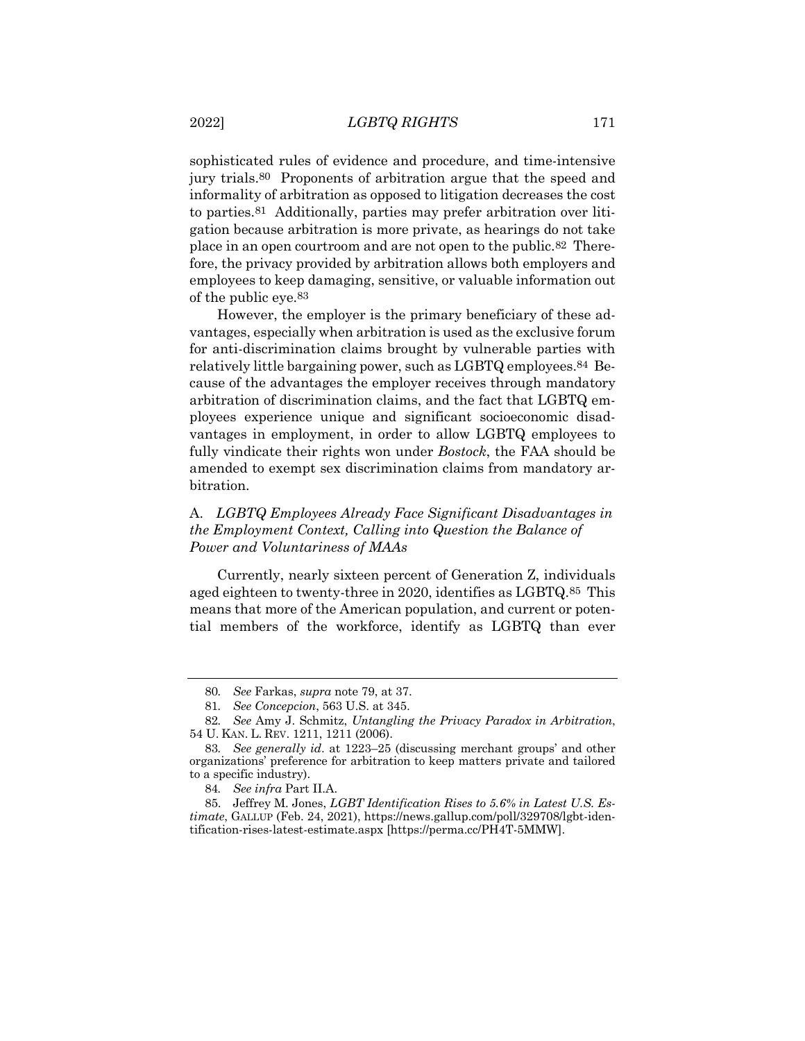sophisticated rules of evidence and procedure, and time-intensive jury trials.[80] Proponents of arbitration argue that the speed and informality of arbitration as opposed to litigation decreases the cost to parties.[81] Additionally, parties may prefer arbitration over litigation because arbitration is more private, as hearings do not take place in an open courtroom and are not open to the public.[82] Therefore, the privacy provided by arbitration allows both employers and employees to keep damaging, sensitive, or valuable information out of the public eye.[83]

However, the employer is the primary beneficiary of these advantages, especially when arbitration is used as the exclusive forum for anti-discrimination claims brought by vulnerable parties with relatively little bargaining power, such as LGBTQ employees.[84] Because of the advantages the employer receives through mandatory arbitration of discrimination claims, and the fact that LGBTQ employees experience unique and significant socioeconomic disadvantages in employment, in order to allow LGBTQ employees to fully vindicate their rights won under *Bostock*, the FAA should be amended to exempt sex discrimination claims from mandatory arbitration.

### A. *LGBTQ Employees Already Face Significant Disadvantages in the Employment Context, Calling into Question the Balance of Power and Voluntariness of MAAs*

Currently, nearly sixteen percent of Generation Z, individuals aged eighteen to twenty-three in 2020, identifies as LGBTQ.[85] This means that more of the American population, and current or potential members of the workforce, identify as LGBTQ than ever

---

80. *See* Farkas, *supra* note 79, at 37.

81. *See Concepcion*, 563 U.S. at 345.

82. *See* Amy J. Schmitz, *Untangling the Privacy Paradox in Arbitration*, 54 U. KAN. L. REV. 1211, 1211 (2006).

83. *See generally id*. at 1223–25 (discussing merchant groups' and other organizations' preference for arbitration to keep matters private and tailored to a specific industry).

84. *See infra* Part II.A.

85. Jeffrey M. Jones, *LGBT Identification Rises to 5.6% in Latest U.S. Estimate*, GALLUP (Feb. 24, 2021), https://news.gallup.com/poll/329708/lgbt-identification-rises-latest-estimate.aspx [https://perma.cc/PH4T-5MMW].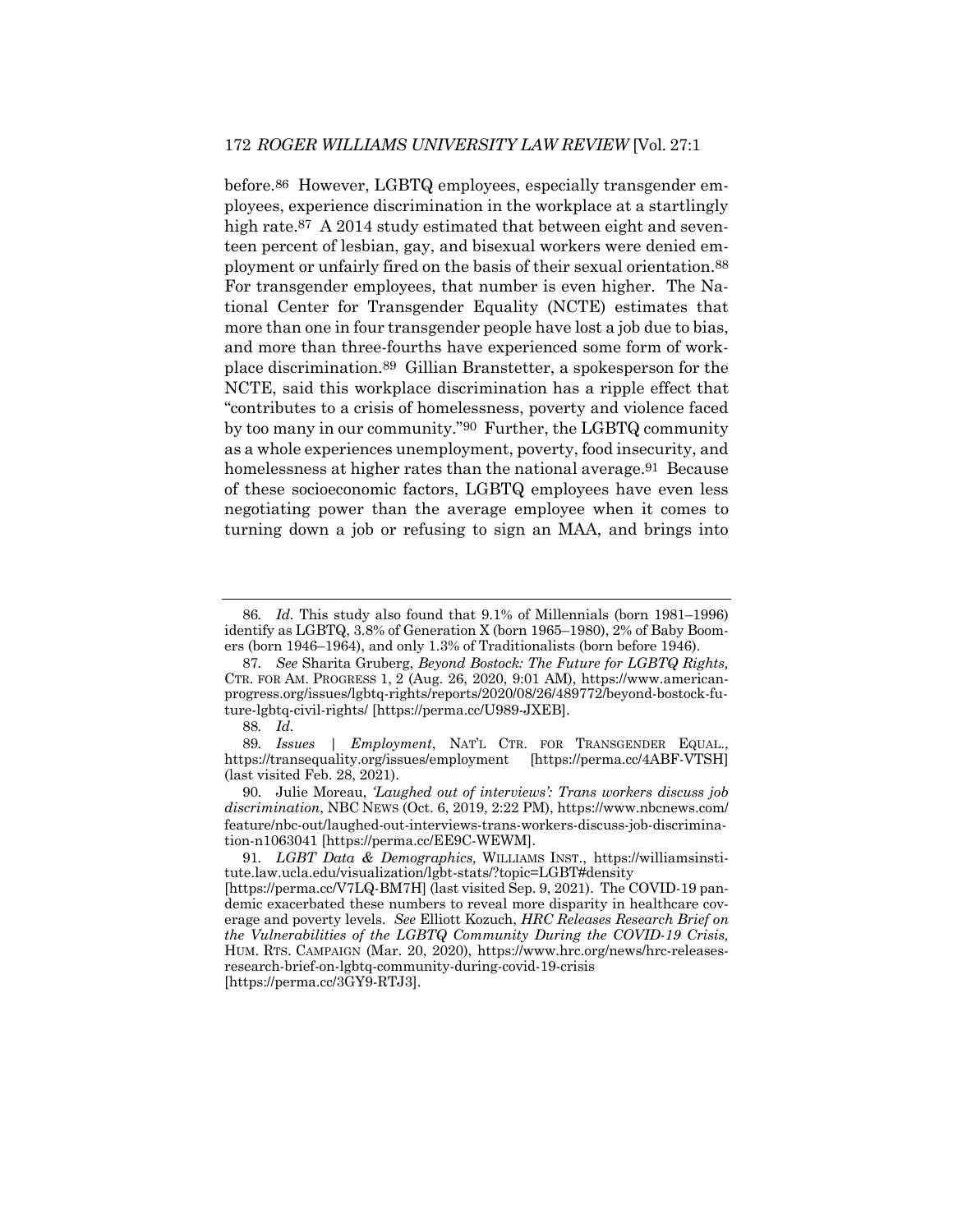before.[86] However, LGBTQ employees, especially transgender employees, experience discrimination in the workplace at a startlingly high rate.[87] A 2014 study estimated that between eight and seventeen percent of lesbian, gay, and bisexual workers were denied employment or unfairly fired on the basis of their sexual orientation.[88] For transgender employees, that number is even higher. The National Center for Transgender Equality (NCTE) estimates that more than one in four transgender people have lost a job due to bias, and more than three-fourths have experienced some form of workplace discrimination.[89] Gillian Branstetter, a spokesperson for the NCTE, said this workplace discrimination has a ripple effect that "contributes to a crisis of homelessness, poverty and violence faced by too many in our community."[90] Further, the LGBTQ community as a whole experiences unemployment, poverty, food insecurity, and homelessness at higher rates than the national average.[91] Because of these socioeconomic factors, LGBTQ employees have even less negotiating power than the average employee when it comes to turning down a job or refusing to sign an MAA, and brings into

---

86. *Id.* This study also found that 9.1% of Millennials (born 1981–1996) identify as LGBTQ, 3.8% of Generation X (born 1965–1980), 2% of Baby Boomers (born 1946–1964), and only 1.3% of Traditionalists (born before 1946).

87. *See* Sharita Gruberg, *Beyond Bostock: The Future for LGBTQ Rights,* CTR. FOR AM. PROGRESS 1, 2 (Aug. 26, 2020, 9:01 AM), https://www.americanprogress.org/issues/lgbtq-rights/reports/2020/08/26/489772/beyond-bostock-future-lgbtq-civil-rights/ [https://perma.cc/U989-JXEB].

88. *Id.*

89. *Issues | Employment*, NAT'L CTR. FOR TRANSGENDER EQUAL., https://transequality.org/issues/employment [https://perma.cc/4ABF-VTSH] (last visited Feb. 28, 2021).

90. Julie Moreau, *'Laughed out of interviews': Trans workers discuss job discrimination*, NBC NEWS (Oct. 6, 2019, 2:22 PM), https://www.nbcnews.com/feature/nbc-out/laughed-out-interviews-trans-workers-discuss-job-discrimination-n1063041 [https://perma.cc/EE9C-WEWM].

91. *LGBT Data & Demographics,* WILLIAMS INST., https://williamsinstitute.law.ucla.edu/visualization/lgbt-stats/?topic=LGBT#density [https://perma.cc/V7LQ-BM7H] (last visited Sep. 9, 2021). The COVID-19 pandemic exacerbated these numbers to reveal more disparity in healthcare coverage and poverty levels. *See* Elliott Kozuch, *HRC Releases Research Brief on the Vulnerabilities of the LGBTQ Community During the COVID-19 Crisis,* HUM. RTS. CAMPAIGN (Mar. 20, 2020), https://www.hrc.org/news/hrc-releases-research-brief-on-lgbtq-community-during-covid-19-crisis [https://perma.cc/3GY9-RTJ3].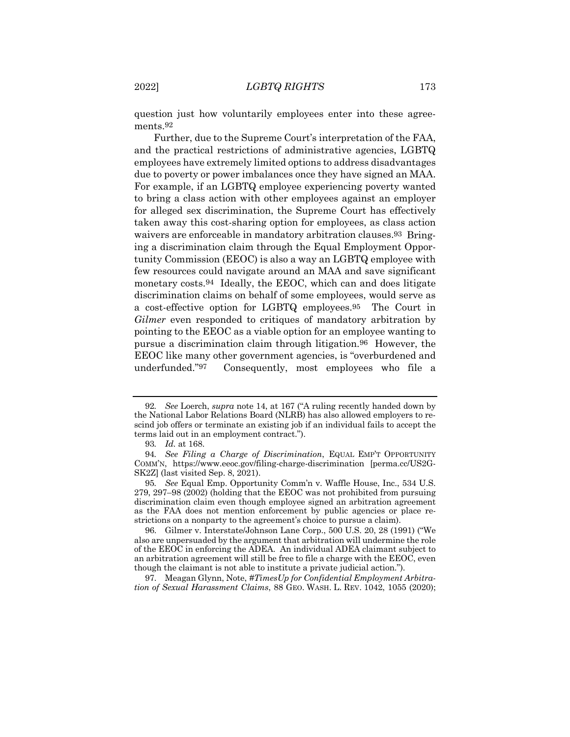question just how voluntarily employees enter into these agreements.[92]

Further, due to the Supreme Court's interpretation of the FAA, and the practical restrictions of administrative agencies, LGBTQ employees have extremely limited options to address disadvantages due to poverty or power imbalances once they have signed an MAA. For example, if an LGBTQ employee experiencing poverty wanted to bring a class action with other employees against an employer for alleged sex discrimination, the Supreme Court has effectively taken away this cost-sharing option for employees, as class action waivers are enforceable in mandatory arbitration clauses.[93] Bringing a discrimination claim through the Equal Employment Opportunity Commission (EEOC) is also a way an LGBTQ employee with few resources could navigate around an MAA and save significant monetary costs.[94] Ideally, the EEOC, which can and does litigate discrimination claims on behalf of some employees, would serve as a cost-effective option for LGBTQ employees.[95] The Court in *Gilmer* even responded to critiques of mandatory arbitration by pointing to the EEOC as a viable option for an employee wanting to pursue a discrimination claim through litigation.[96] However, the EEOC like many other government agencies, is "overburdened and underfunded."[97] Consequently, most employees who file a

---

92. *See* Loerch, *supra* note 14, at 167 ("A ruling recently handed down by the National Labor Relations Board (NLRB) has also allowed employers to rescind job offers or terminate an existing job if an individual fails to accept the terms laid out in an employment contract.").

93. *Id.* at 168.

94. *See Filing a Charge of Discrimination*, EQUAL EMP'T OPPORTUNITY COMM'N, https://www.eeoc.gov/filing-charge-discrimination [perma.cc/US2G-SK2Z] (last visited Sep. 8, 2021).

95. *See* Equal Emp. Opportunity Comm'n v. Waffle House, Inc., 534 U.S. 279, 297–98 (2002) (holding that the EEOC was not prohibited from pursuing discrimination claim even though employee signed an arbitration agreement as the FAA does not mention enforcement by public agencies or place restrictions on a nonparty to the agreement's choice to pursue a claim).

96. Gilmer v. Interstate/Johnson Lane Corp., 500 U.S. 20, 28 (1991) ("We also are unpersuaded by the argument that arbitration will undermine the role of the EEOC in enforcing the ADEA. An individual ADEA claimant subject to an arbitration agreement will still be free to file a charge with the EEOC, even though the claimant is not able to institute a private judicial action.").

97. Meagan Glynn, Note, *#TimesUp for Confidential Employment Arbitration of Sexual Harassment Claims*, 88 GEO. WASH. L. REV. 1042, 1055 (2020);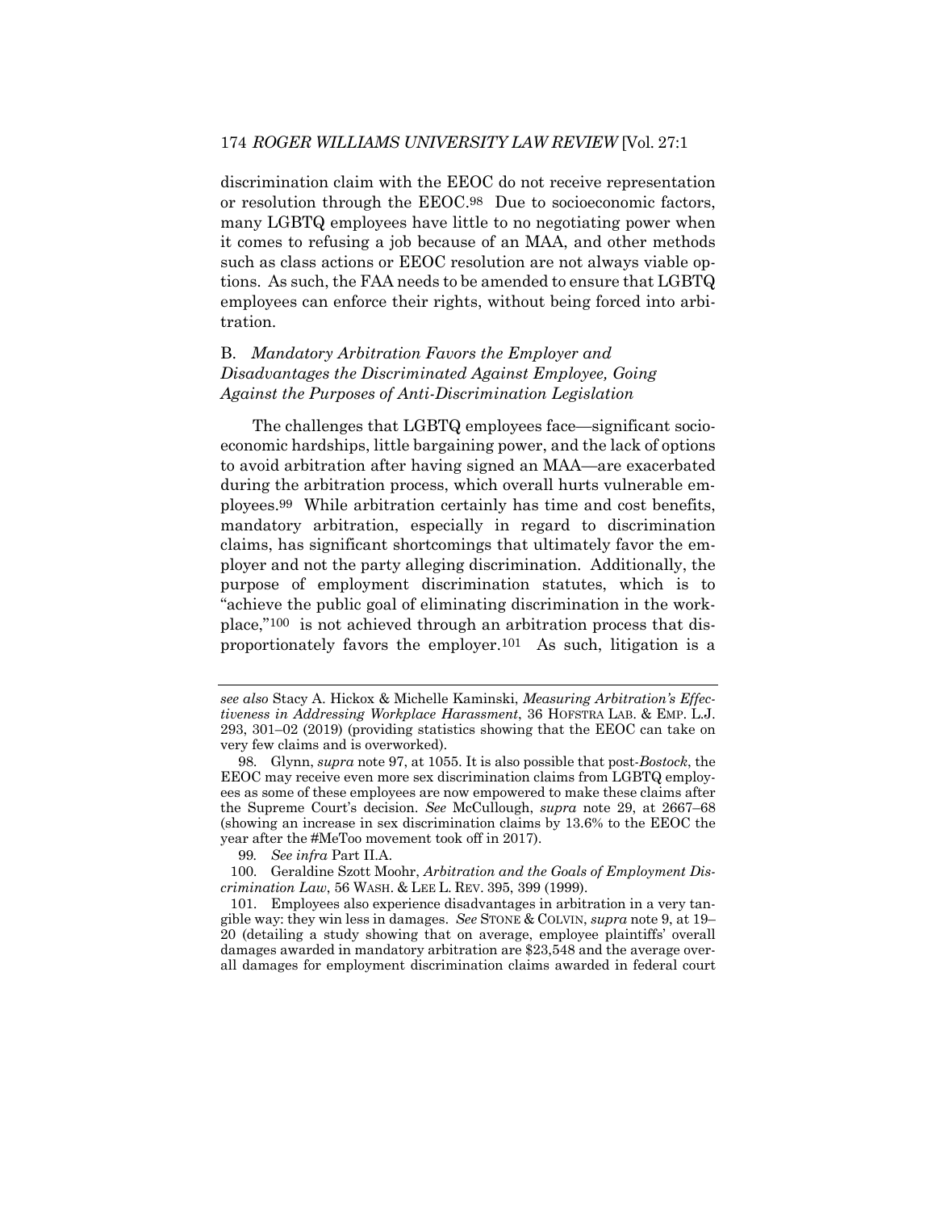discrimination claim with the EEOC do not receive representation or resolution through the EEOC.[98] Due to socioeconomic factors, many LGBTQ employees have little to no negotiating power when it comes to refusing a job because of an MAA, and other methods such as class actions or EEOC resolution are not always viable options. As such, the FAA needs to be amended to ensure that LGBTQ employees can enforce their rights, without being forced into arbitration.

### B. *Mandatory Arbitration Favors the Employer and Disadvantages the Discriminated Against Employee, Going Against the Purposes of Anti-Discrimination Legislation*

The challenges that LGBTQ employees face—significant socioeconomic hardships, little bargaining power, and the lack of options to avoid arbitration after having signed an MAA—are exacerbated during the arbitration process, which overall hurts vulnerable employees.[99] While arbitration certainly has time and cost benefits, mandatory arbitration, especially in regard to discrimination claims, has significant shortcomings that ultimately favor the employer and not the party alleging discrimination. Additionally, the purpose of employment discrimination statutes, which is to "achieve the public goal of eliminating discrimination in the workplace,"[100] is not achieved through an arbitration process that disproportionately favors the employer.[101] As such, litigation is a

---

*see also* Stacy A. Hickox & Michelle Kaminski, *Measuring Arbitration's Effectiveness in Addressing Workplace Harassment*, 36 HOFSTRA LAB. & EMP. L.J. 293, 301–02 (2019) (providing statistics showing that the EEOC can take on very few claims and is overworked).

98. Glynn, *supra* note 97, at 1055. It is also possible that post-*Bostock*, the EEOC may receive even more sex discrimination claims from LGBTQ employees as some of these employees are now empowered to make these claims after the Supreme Court's decision. *See* McCullough, *supra* note 29, at 2667–68 (showing an increase in sex discrimination claims by 13.6% to the EEOC the year after the #MeToo movement took off in 2017).

99. *See infra* Part II.A.

100. Geraldine Szott Moohr, *Arbitration and the Goals of Employment Discrimination Law*, 56 WASH. & LEE L. REV. 395, 399 (1999).

101. Employees also experience disadvantages in arbitration in a very tangible way: they win less in damages. *See* STONE & COLVIN, *supra* note 9, at 19–20 (detailing a study showing that on average, employee plaintiffs' overall damages awarded in mandatory arbitration are $23,548 and the average overall damages for employment discrimination claims awarded in federal court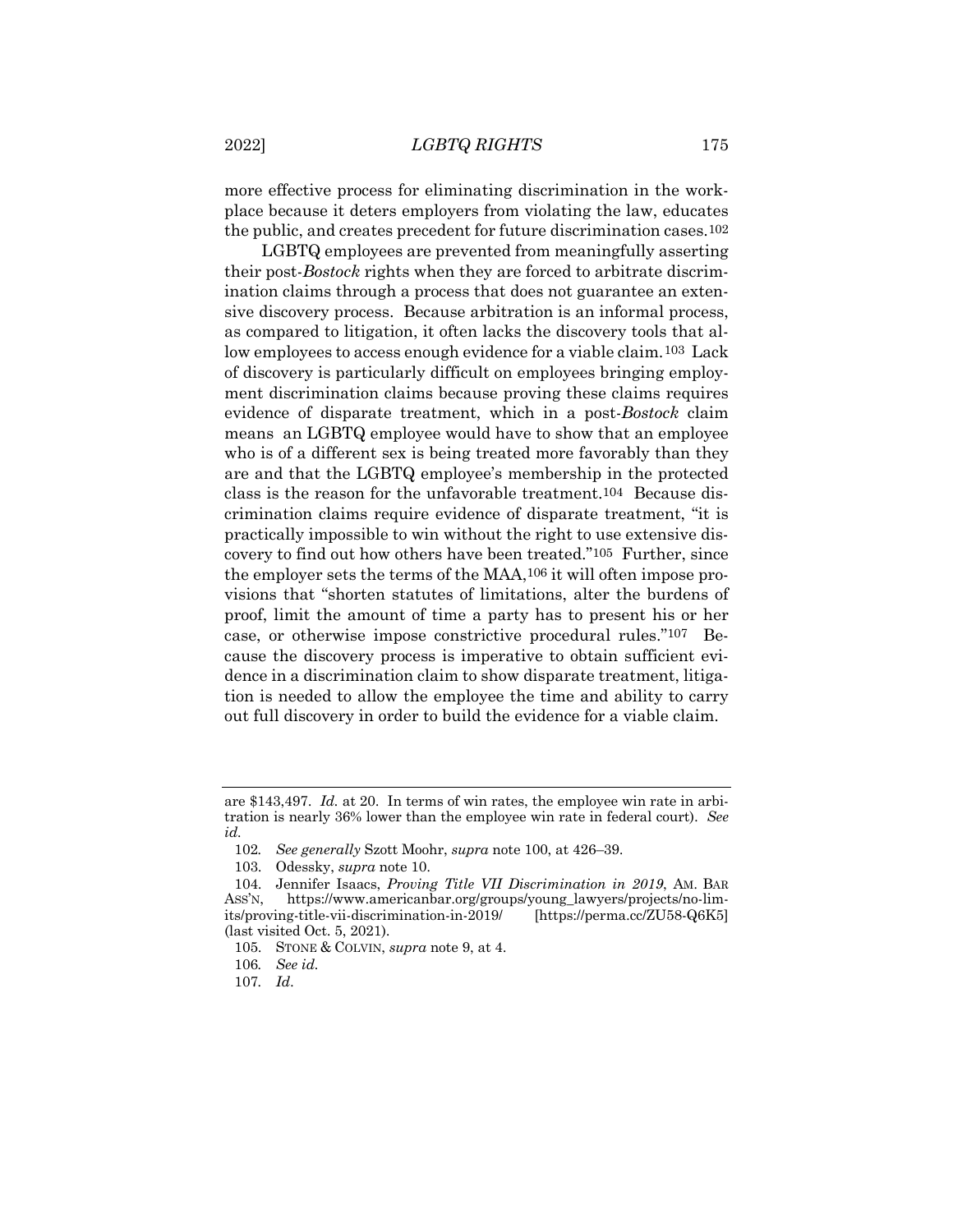more effective process for eliminating discrimination in the workplace because it deters employers from violating the law, educates the public, and creates precedent for future discrimination cases.[102]

LGBTQ employees are prevented from meaningfully asserting their post-*Bostock* rights when they are forced to arbitrate discrimination claims through a process that does not guarantee an extensive discovery process. Because arbitration is an informal process, as compared to litigation, it often lacks the discovery tools that allow employees to access enough evidence for a viable claim.[103] Lack of discovery is particularly difficult on employees bringing employment discrimination claims because proving these claims requires evidence of disparate treatment, which in a post-*Bostock* claim means an LGBTQ employee would have to show that an employee who is of a different sex is being treated more favorably than they are and that the LGBTQ employee's membership in the protected class is the reason for the unfavorable treatment.[104] Because discrimination claims require evidence of disparate treatment, "it is practically impossible to win without the right to use extensive discovery to find out how others have been treated."[105] Further, since the employer sets the terms of the MAA,[106] it will often impose provisions that "shorten statutes of limitations, alter the burdens of proof, limit the amount of time a party has to present his or her case, or otherwise impose constrictive procedural rules."[107] Because the discovery process is imperative to obtain sufficient evidence in a discrimination claim to show disparate treatment, litigation is needed to allow the employee the time and ability to carry out full discovery in order to build the evidence for a viable claim.

---

are $143,497. *Id.* at 20. In terms of win rates, the employee win rate in arbitration is nearly 36% lower than the employee win rate in federal court). *See id.*

102. *See generally* Szott Moohr, *supra* note 100, at 426–39.

103. Odessky, *supra* note 10.

104. Jennifer Isaacs, *Proving Title VII Discrimination in 2019*, AM. BAR ASS'N, https://www.americanbar.org/groups/young_lawyers/projects/no-limits/proving-title-vii-discrimination-in-2019/ [https://perma.cc/ZU58-Q6K5] (last visited Oct. 5, 2021).

105. STONE & COLVIN, *supra* note 9, at 4.

106. *See id.*

107. *Id.*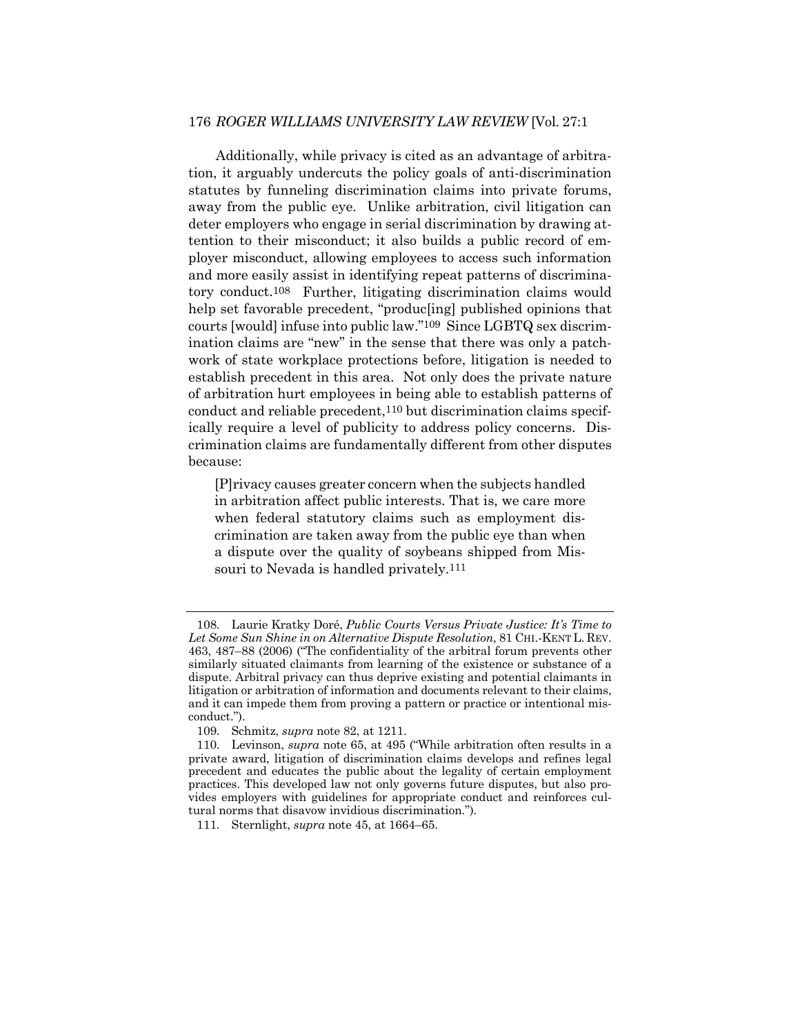Additionally, while privacy is cited as an advantage of arbitration, it arguably undercuts the policy goals of anti-discrimination statutes by funneling discrimination claims into private forums, away from the public eye. Unlike arbitration, civil litigation can deter employers who engage in serial discrimination by drawing attention to their misconduct; it also builds a public record of employer misconduct, allowing employees to access such information and more easily assist in identifying repeat patterns of discriminatory conduct.[108] Further, litigating discrimination claims would help set favorable precedent, "produc[ing] published opinions that courts [would] infuse into public law."[109] Since LGBTQ sex discrimination claims are "new" in the sense that there was only a patchwork of state workplace protections before, litigation is needed to establish precedent in this area. Not only does the private nature of arbitration hurt employees in being able to establish patterns of conduct and reliable precedent,[110] but discrimination claims specifically require a level of publicity to address policy concerns. Discrimination claims are fundamentally different from other disputes because:

> [P]rivacy causes greater concern when the subjects handled in arbitration affect public interests. That is, we care more when federal statutory claims such as employment discrimination are taken away from the public eye than when a dispute over the quality of soybeans shipped from Missouri to Nevada is handled privately.[111]

---

108. Laurie Kratky Doré, *Public Courts Versus Private Justice: It's Time to Let Some Sun Shine in on Alternative Dispute Resolution*, 81 CHI.-KENT L. REV. 463, 487–88 (2006) ("The confidentiality of the arbitral forum prevents other similarly situated claimants from learning of the existence or substance of a dispute. Arbitral privacy can thus deprive existing and potential claimants in litigation or arbitration of information and documents relevant to their claims, and it can impede them from proving a pattern or practice or intentional misconduct.").

109. Schmitz, *supra* note 82, at 1211.

110. Levinson, *supra* note 65, at 495 ("While arbitration often results in a private award, litigation of discrimination claims develops and refines legal precedent and educates the public about the legality of certain employment practices. This developed law not only governs future disputes, but also provides employers with guidelines for appropriate conduct and reinforces cultural norms that disavow invidious discrimination.").

111. Sternlight, *supra* note 45, at 1664–65.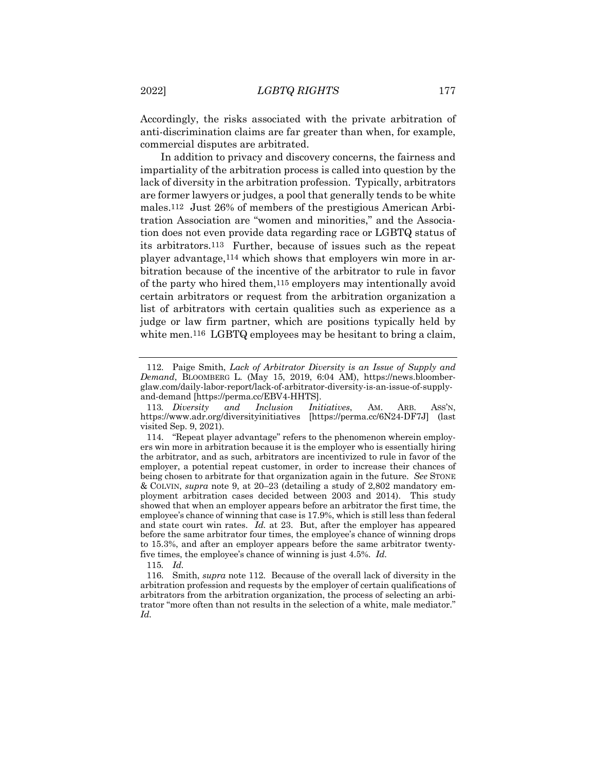Accordingly, the risks associated with the private arbitration of anti-discrimination claims are far greater than when, for example, commercial disputes are arbitrated.

In addition to privacy and discovery concerns, the fairness and impartiality of the arbitration process is called into question by the lack of diversity in the arbitration profession. Typically, arbitrators are former lawyers or judges, a pool that generally tends to be white males.[112] Just 26% of members of the prestigious American Arbitration Association are "women and minorities," and the Association does not even provide data regarding race or LGBTQ status of its arbitrators.[113] Further, because of issues such as the repeat player advantage,[114] which shows that employers win more in arbitration because of the incentive of the arbitrator to rule in favor of the party who hired them,[115] employers may intentionally avoid certain arbitrators or request from the arbitration organization a list of arbitrators with certain qualities such as experience as a judge or law firm partner, which are positions typically held by white men.[116] LGBTQ employees may be hesitant to bring a claim,

---

112. Paige Smith, *Lack of Arbitrator Diversity is an Issue of Supply and Demand*, BLOOMBERG L. (May 15, 2019, 6:04 AM), https://news.bloomberglaw.com/daily-labor-report/lack-of-arbitrator-diversity-is-an-issue-of-supply-and-demand [https://perma.cc/EBV4-HHTS].

113. *Diversity and Inclusion Initiatives*, AM. ARB. ASS'N, https://www.adr.org/diversityinitiatives [https://perma.cc/6N24-DF7J] (last visited Sep. 9, 2021).

114. "Repeat player advantage" refers to the phenomenon wherein employers win more in arbitration because it is the employer who is essentially hiring the arbitrator, and as such, arbitrators are incentivized to rule in favor of the employer, a potential repeat customer, in order to increase their chances of being chosen to arbitrate for that organization again in the future. *See* STONE & COLVIN, *supra* note 9, at 20–23 (detailing a study of 2,802 mandatory employment arbitration cases decided between 2003 and 2014). This study showed that when an employer appears before an arbitrator the first time, the employee's chance of winning that case is 17.9%, which is still less than federal and state court win rates. *Id.* at 23. But, after the employer has appeared before the same arbitrator four times, the employee's chance of winning drops to 15.3%, and after an employer appears before the same arbitrator twenty-five times, the employee's chance of winning is just 4.5%. *Id.*

115. *Id.*

116. Smith, *supra* note 112. Because of the overall lack of diversity in the arbitration profession and requests by the employer of certain qualifications of arbitrators from the arbitration organization, the process of selecting an arbitrator "more often than not results in the selection of a white, male mediator." *Id.*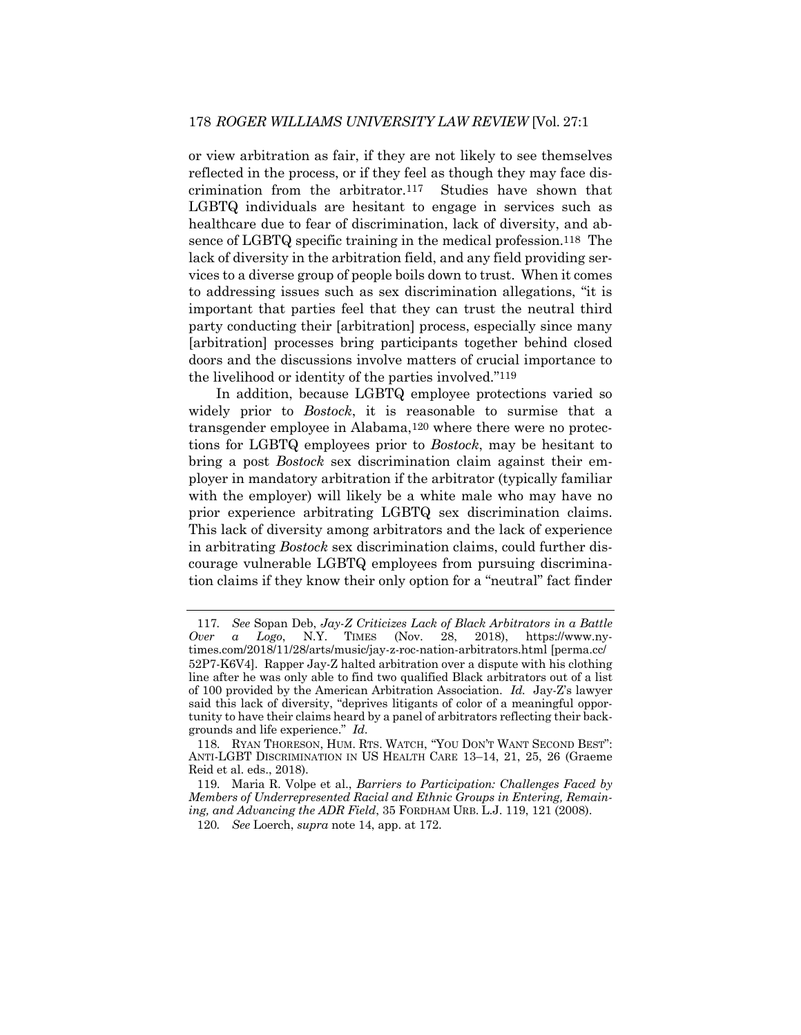or view arbitration as fair, if they are not likely to see themselves reflected in the process, or if they feel as though they may face discrimination from the arbitrator.[117] Studies have shown that LGBTQ individuals are hesitant to engage in services such as healthcare due to fear of discrimination, lack of diversity, and absence of LGBTQ specific training in the medical profession.[118] The lack of diversity in the arbitration field, and any field providing services to a diverse group of people boils down to trust. When it comes to addressing issues such as sex discrimination allegations, "it is important that parties feel that they can trust the neutral third party conducting their [arbitration] process, especially since many [arbitration] processes bring participants together behind closed doors and the discussions involve matters of crucial importance to the livelihood or identity of the parties involved."[119]

In addition, because LGBTQ employee protections varied so widely prior to *Bostock*, it is reasonable to surmise that a transgender employee in Alabama,[120] where there were no protections for LGBTQ employees prior to *Bostock*, may be hesitant to bring a post *Bostock* sex discrimination claim against their employer in mandatory arbitration if the arbitrator (typically familiar with the employer) will likely be a white male who may have no prior experience arbitrating LGBTQ sex discrimination claims. This lack of diversity among arbitrators and the lack of experience in arbitrating *Bostock* sex discrimination claims, could further discourage vulnerable LGBTQ employees from pursuing discrimination claims if they know their only option for a "neutral" fact finder

---

117. *See* Sopan Deb, *Jay-Z Criticizes Lack of Black Arbitrators in a Battle Over a Logo*, N.Y. TIMES (Nov. 28, 2018), https://www.nytimes.com/2018/11/28/arts/music/jay-z-roc-nation-arbitrators.html [perma.cc/52P7-K6V4]. Rapper Jay-Z halted arbitration over a dispute with his clothing line after he was only able to find two qualified Black arbitrators out of a list of 100 provided by the American Arbitration Association. *Id.* Jay-Z's lawyer said this lack of diversity, "deprives litigants of color of a meaningful opportunity to have their claims heard by a panel of arbitrators reflecting their backgrounds and life experience." *Id*.

118. RYAN THORESON, HUM. RTS. WATCH, "YOU DON'T WANT SECOND BEST": ANTI-LGBT DISCRIMINATION IN US HEALTH CARE 13–14, 21, 25, 26 (Graeme Reid et al. eds., 2018).

119. Maria R. Volpe et al., *Barriers to Participation: Challenges Faced by Members of Underrepresented Racial and Ethnic Groups in Entering, Remaining, and Advancing the ADR Field*, 35 FORDHAM URB. L.J. 119, 121 (2008).

120. *See* Loerch, *supra* note 14, app. at 172.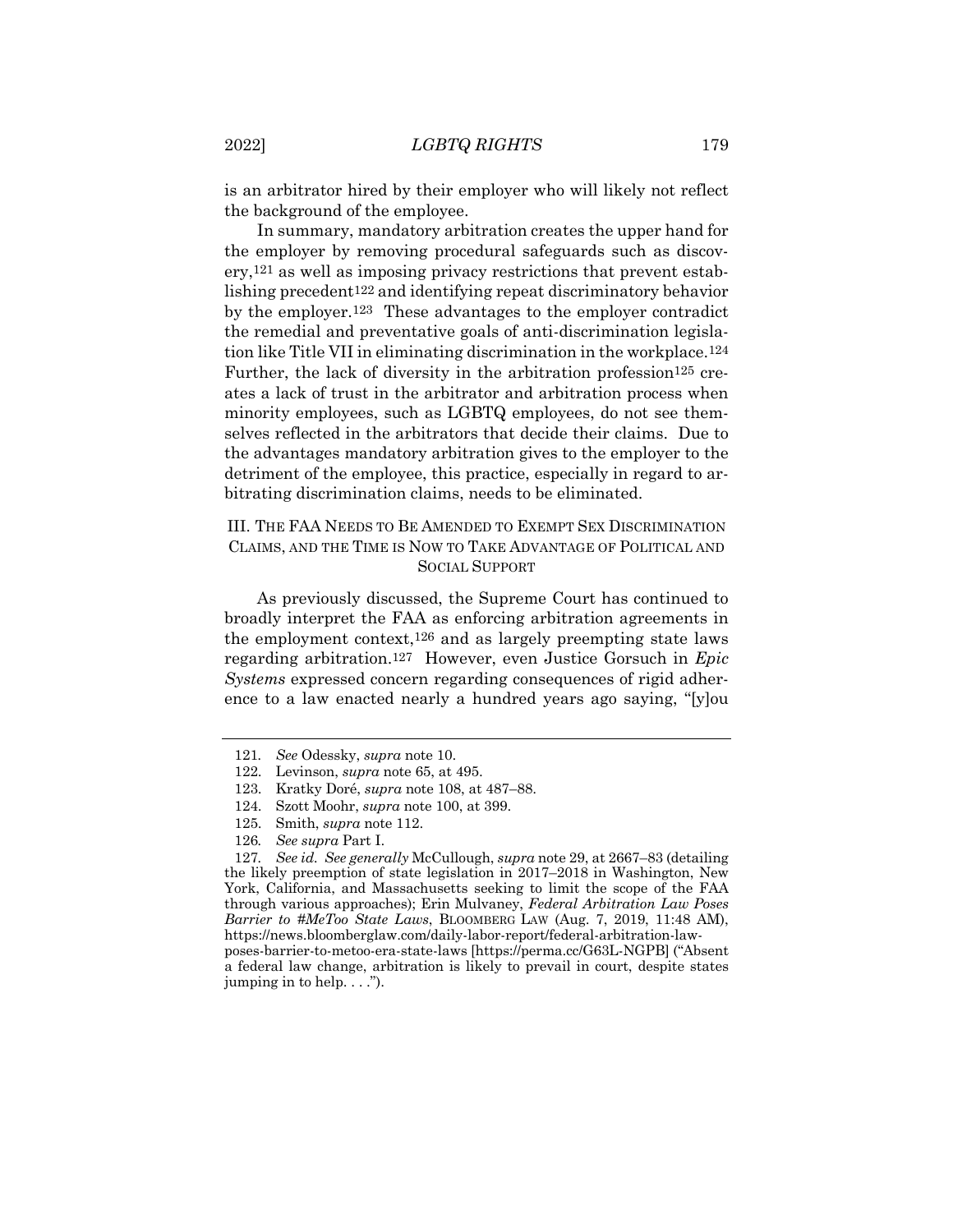is an arbitrator hired by their employer who will likely not reflect the background of the employee.

In summary, mandatory arbitration creates the upper hand for the employer by removing procedural safeguards such as discovery,[121] as well as imposing privacy restrictions that prevent establishing precedent[122] and identifying repeat discriminatory behavior by the employer.[123] These advantages to the employer contradict the remedial and preventative goals of anti-discrimination legislation like Title VII in eliminating discrimination in the workplace.[124] Further, the lack of diversity in the arbitration profession[125] creates a lack of trust in the arbitrator and arbitration process when minority employees, such as LGBTQ employees, do not see themselves reflected in the arbitrators that decide their claims. Due to the advantages mandatory arbitration gives to the employer to the detriment of the employee, this practice, especially in regard to arbitrating discrimination claims, needs to be eliminated.

## III. The FAA Needs to Be Amended to Exempt Sex Discrimination Claims, and the Time is Now to Take Advantage of Political and Social Support

As previously discussed, the Supreme Court has continued to broadly interpret the FAA as enforcing arbitration agreements in the employment context,[126] and as largely preempting state laws regarding arbitration.[127] However, even Justice Gorsuch in *Epic Systems* expressed concern regarding consequences of rigid adherence to a law enacted nearly a hundred years ago saying, "[y]ou

---

121. *See* Odessky, *supra* note 10.

122. Levinson, *supra* note 65, at 495.

123. Kratky Doré, *supra* note 108, at 487–88.

124. Szott Moohr, *supra* note 100, at 399.

125. Smith, *supra* note 112.

126. *See supra* Part I.

127. *See id.* *See generally* McCullough, *supra* note 29, at 2667–83 (detailing the likely preemption of state legislation in 2017–2018 in Washington, New York, California, and Massachusetts seeking to limit the scope of the FAA through various approaches); Erin Mulvaney, *Federal Arbitration Law Poses Barrier to #MeToo State Laws*, BLOOMBERG LAW (Aug. 7, 2019, 11:48 AM), https://news.bloomberglaw.com/daily-labor-report/federal-arbitration-law-poses-barrier-to-metoo-era-state-laws [https://perma.cc/G63L-NGPB] ("Absent a federal law change, arbitration is likely to prevail in court, despite states jumping in to help. . . .").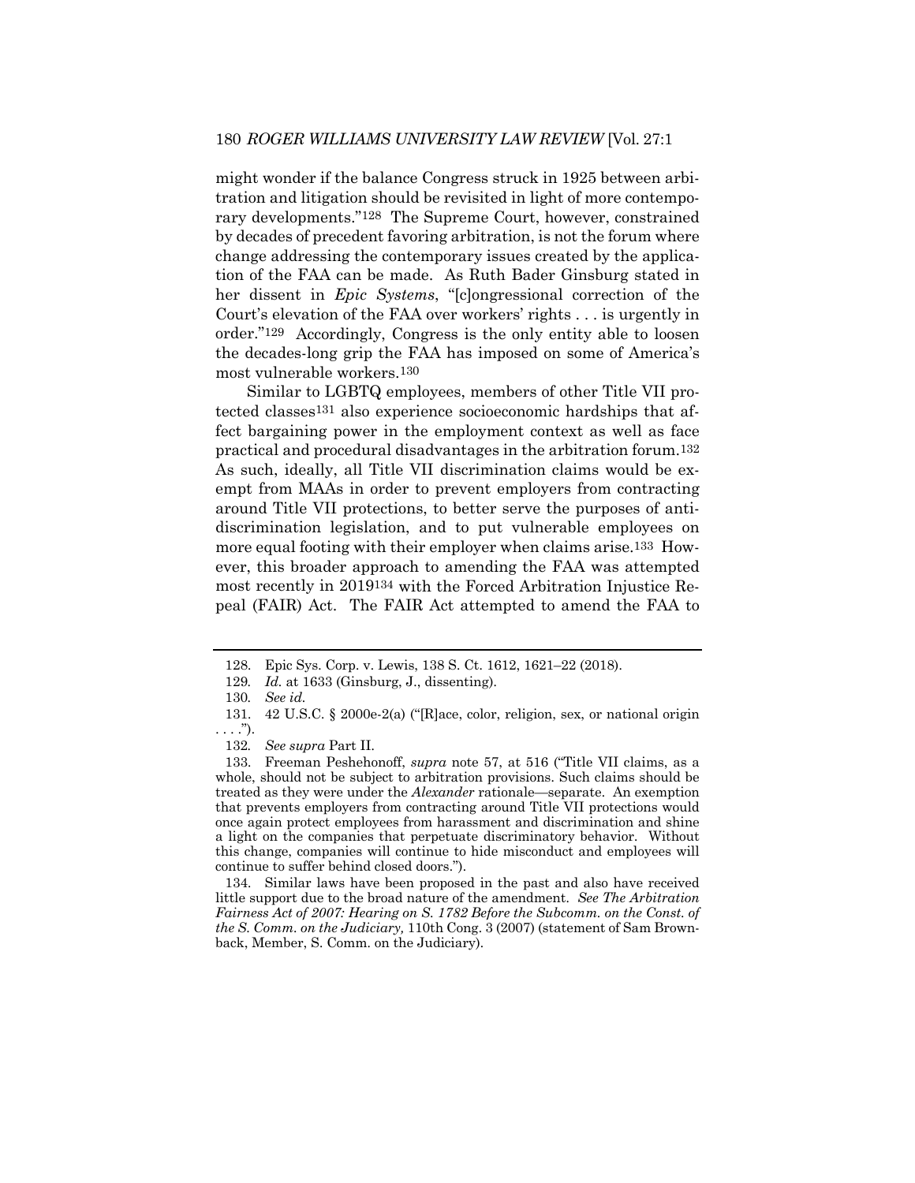might wonder if the balance Congress struck in 1925 between arbitration and litigation should be revisited in light of more contemporary developments."[128] The Supreme Court, however, constrained by decades of precedent favoring arbitration, is not the forum where change addressing the contemporary issues created by the application of the FAA can be made. As Ruth Bader Ginsburg stated in her dissent in *Epic Systems*, "[c]ongressional correction of the Court's elevation of the FAA over workers' rights . . . is urgently in order."[129] Accordingly, Congress is the only entity able to loosen the decades-long grip the FAA has imposed on some of America's most vulnerable workers.[130]

Similar to LGBTQ employees, members of other Title VII protected classes[131] also experience socioeconomic hardships that affect bargaining power in the employment context as well as face practical and procedural disadvantages in the arbitration forum.[132] As such, ideally, all Title VII discrimination claims would be exempt from MAAs in order to prevent employers from contracting around Title VII protections, to better serve the purposes of antidiscrimination legislation, and to put vulnerable employees on more equal footing with their employer when claims arise.[133] However, this broader approach to amending the FAA was attempted most recently in 2019[134] with the Forced Arbitration Injustice Repeal (FAIR) Act. The FAIR Act attempted to amend the FAA to

---

128. Epic Sys. Corp. v. Lewis, 138 S. Ct. 1612, 1621–22 (2018).

129. *Id.* at 1633 (Ginsburg, J., dissenting).

130. *See id.*

131. 42 U.S.C. § 2000e-2(a) ("[R]ace, color, religion, sex, or national origin . . . .").

132. *See supra* Part II.

133. Freeman Peshehonoff, *supra* note 57, at 516 ("Title VII claims, as a whole, should not be subject to arbitration provisions. Such claims should be treated as they were under the *Alexander* rationale—separate. An exemption that prevents employers from contracting around Title VII protections would once again protect employees from harassment and discrimination and shine a light on the companies that perpetuate discriminatory behavior. Without this change, companies will continue to hide misconduct and employees will continue to suffer behind closed doors.").

134. Similar laws have been proposed in the past and also have received little support due to the broad nature of the amendment. *See The Arbitration Fairness Act of 2007: Hearing on S. 1782 Before the Subcomm. on the Const. of the S. Comm. on the Judiciary,* 110th Cong. 3 (2007) (statement of Sam Brownback, Member, S. Comm. on the Judiciary).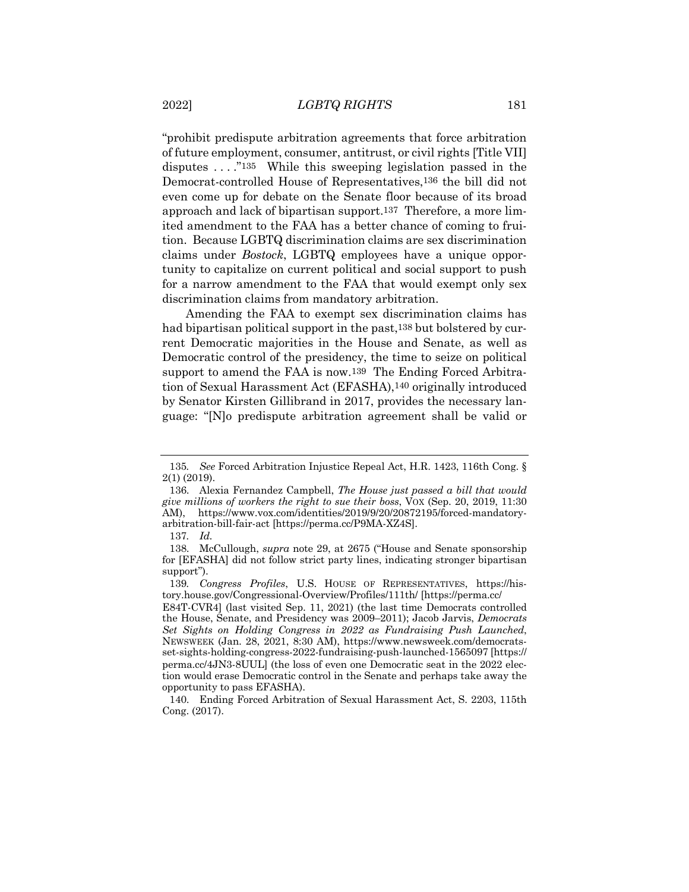"prohibit predispute arbitration agreements that force arbitration of future employment, consumer, antitrust, or civil rights [Title VII] disputes . . . ."[135] While this sweeping legislation passed in the Democrat-controlled House of Representatives,[136] the bill did not even come up for debate on the Senate floor because of its broad approach and lack of bipartisan support.[137] Therefore, a more limited amendment to the FAA has a better chance of coming to fruition. Because LGBTQ discrimination claims are sex discrimination claims under *Bostock*, LGBTQ employees have a unique opportunity to capitalize on current political and social support to push for a narrow amendment to the FAA that would exempt only sex discrimination claims from mandatory arbitration.

Amending the FAA to exempt sex discrimination claims has had bipartisan political support in the past,[138] but bolstered by current Democratic majorities in the House and Senate, as well as Democratic control of the presidency, the time to seize on political support to amend the FAA is now.[139] The Ending Forced Arbitration of Sexual Harassment Act (EFASHA),[140] originally introduced by Senator Kirsten Gillibrand in 2017, provides the necessary language: "[N]o predispute arbitration agreement shall be valid or

---

135. *See* Forced Arbitration Injustice Repeal Act, H.R. 1423, 116th Cong. § 2(1) (2019).

136. Alexia Fernandez Campbell, *The House just passed a bill that would give millions of workers the right to sue their boss*, VOX (Sep. 20, 2019, 11:30 AM), https://www.vox.com/identities/2019/9/20/20872195/forced-mandatory-arbitration-bill-fair-act [https://perma.cc/P9MA-XZ4S].

137. *Id.*

138. McCullough, *supra* note 29, at 2675 ("House and Senate sponsorship for [EFASHA] did not follow strict party lines, indicating stronger bipartisan support").

139. *Congress Profiles*, U.S. HOUSE OF REPRESENTATIVES, https://history.house.gov/Congressional-Overview/Profiles/111th/ [https://perma.cc/E84T-CVR4] (last visited Sep. 11, 2021) (the last time Democrats controlled the House, Senate, and Presidency was 2009–2011); Jacob Jarvis, *Democrats Set Sights on Holding Congress in 2022 as Fundraising Push Launched*, NEWSWEEK (Jan. 28, 2021, 8:30 AM), https://www.newsweek.com/democrats-set-sights-holding-congress-2022-fundraising-push-launched-1565097 [https://perma.cc/4JN3-8UUL] (the loss of even one Democratic seat in the 2022 election would erase Democratic control in the Senate and perhaps take away the opportunity to pass EFASHA).

140. Ending Forced Arbitration of Sexual Harassment Act, S. 2203, 115th Cong. (2017).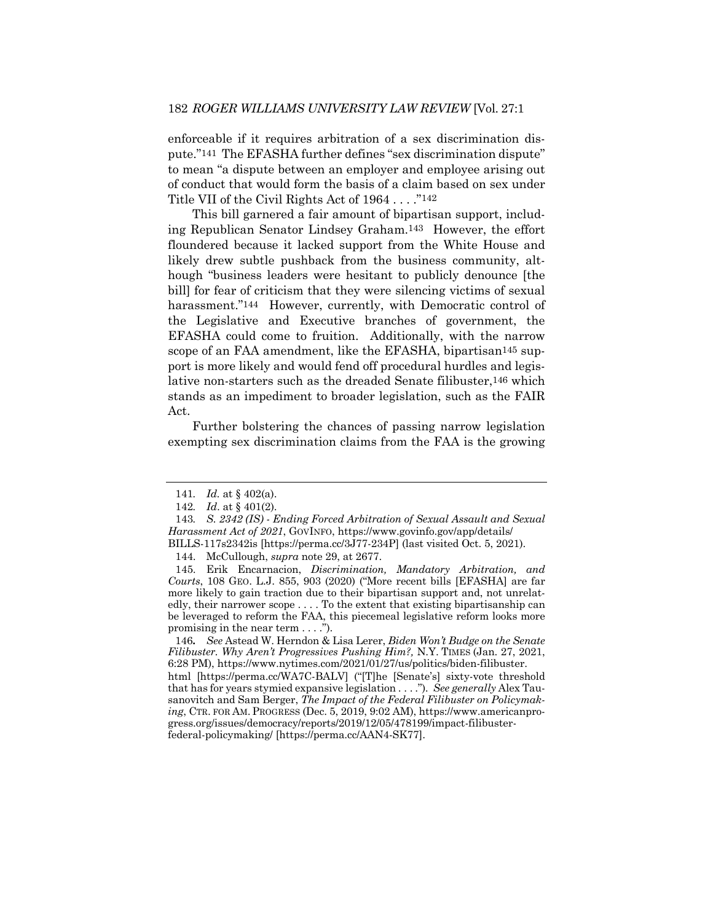enforceable if it requires arbitration of a sex discrimination dispute."[141] The EFASHA further defines "sex discrimination dispute" to mean "a dispute between an employer and employee arising out of conduct that would form the basis of a claim based on sex under Title VII of the Civil Rights Act of 1964 . . . ."[142]

This bill garnered a fair amount of bipartisan support, including Republican Senator Lindsey Graham.[143] However, the effort floundered because it lacked support from the White House and likely drew subtle pushback from the business community, although "business leaders were hesitant to publicly denounce [the bill] for fear of criticism that they were silencing victims of sexual harassment."[144] However, currently, with Democratic control of the Legislative and Executive branches of government, the EFASHA could come to fruition. Additionally, with the narrow scope of an FAA amendment, like the EFASHA, bipartisan[145] support is more likely and would fend off procedural hurdles and legislative non-starters such as the dreaded Senate filibuster,[146] which stands as an impediment to broader legislation, such as the FAIR Act.

Further bolstering the chances of passing narrow legislation exempting sex discrimination claims from the FAA is the growing

---

141. *Id.* at § 402(a).

142. *Id*. at § 401(2).

143. *S. 2342 (IS) - Ending Forced Arbitration of Sexual Assault and Sexual Harassment Act of 2021*, GOVINFO, https://www.govinfo.gov/app/details/BILLS-117s2342is [https://perma.cc/3J77-234P] (last visited Oct. 5, 2021).

144. McCullough, *supra* note 29, at 2677.

145. Erik Encarnacion, *Discrimination, Mandatory Arbitration, and Courts*, 108 GEO. L.J. 855, 903 (2020) ("More recent bills [EFASHA] are far more likely to gain traction due to their bipartisan support and, not unrelatedly, their narrower scope . . . . To the extent that existing bipartisanship can be leveraged to reform the FAA, this piecemeal legislative reform looks more promising in the near term . . . .").

146. *See* Astead W. Herndon & Lisa Lerer, *Biden Won't Budge on the Senate Filibuster. Why Aren't Progressives Pushing Him?,* N.Y. TIMES (Jan. 27, 2021, 6:28 PM), https://www.nytimes.com/2021/01/27/us/politics/biden-filibuster.html [https://perma.cc/WA7C-BALV] ("[T]he [Senate's] sixty-vote threshold that has for years stymied expansive legislation . . . ."). *See generally* Alex Tausanovitch and Sam Berger, *The Impact of the Federal Filibuster on Policymaking*, CTR. FOR AM. PROGRESS (Dec. 5, 2019, 9:02 AM), https://www.americanprogress.org/issues/democracy/reports/2019/12/05/478199/impact-filibuster-federal-policymaking/ [https://perma.cc/AAN4-SK77].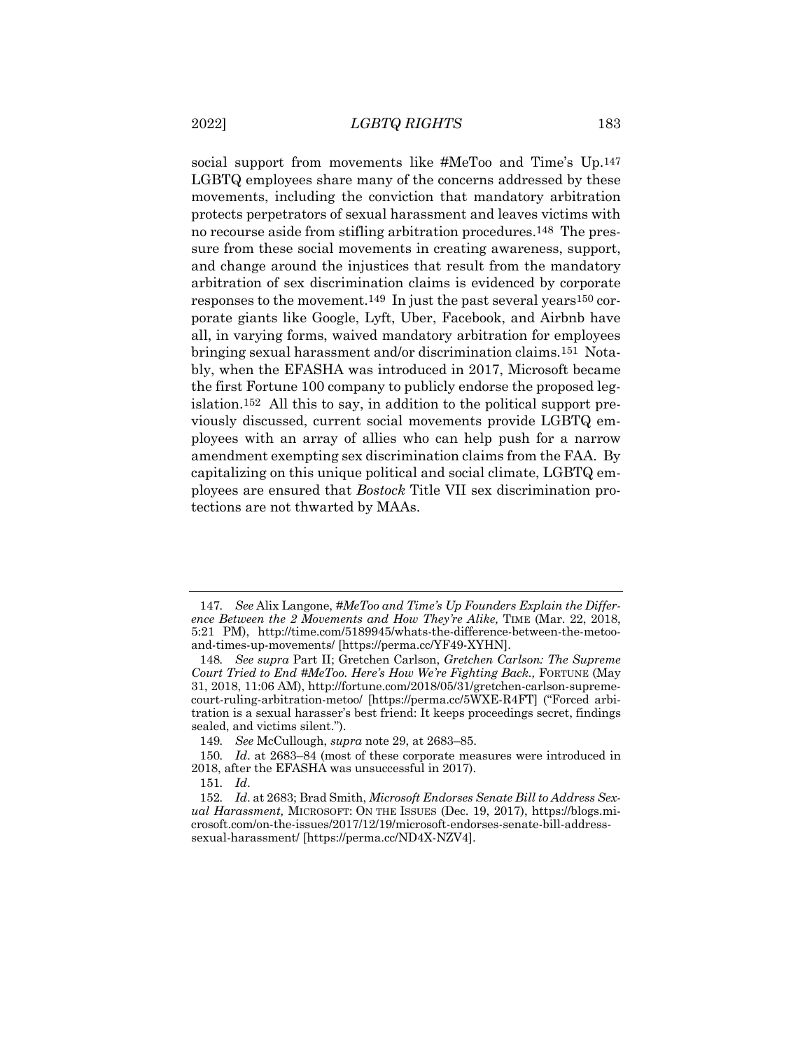social support from movements like #MeToo and Time's Up.[147] LGBTQ employees share many of the concerns addressed by these movements, including the conviction that mandatory arbitration protects perpetrators of sexual harassment and leaves victims with no recourse aside from stifling arbitration procedures.[148] The pressure from these social movements in creating awareness, support, and change around the injustices that result from the mandatory arbitration of sex discrimination claims is evidenced by corporate responses to the movement.[149] In just the past several years[150] corporate giants like Google, Lyft, Uber, Facebook, and Airbnb have all, in varying forms, waived mandatory arbitration for employees bringing sexual harassment and/or discrimination claims.[151] Notably, when the EFASHA was introduced in 2017, Microsoft became the first Fortune 100 company to publicly endorse the proposed legislation.[152] All this to say, in addition to the political support previously discussed, current social movements provide LGBTQ employees with an array of allies who can help push for a narrow amendment exempting sex discrimination claims from the FAA. By capitalizing on this unique political and social climate, LGBTQ employees are ensured that *Bostock* Title VII sex discrimination protections are not thwarted by MAAs.

---

147. *See* Alix Langone, *#MeToo and Time's Up Founders Explain the Difference Between the 2 Movements and How They're Alike,* TIME (Mar. 22, 2018, 5:21 PM), http://time.com/5189945/whats-the-difference-between-the-metoo-and-times-up-movements/ [https://perma.cc/YF49-XYHN].

148. *See supra* Part II; Gretchen Carlson, *Gretchen Carlson: The Supreme Court Tried to End #MeToo. Here's How We're Fighting Back.,* FORTUNE (May 31, 2018, 11:06 AM), http://fortune.com/2018/05/31/gretchen-carlson-supreme-court-ruling-arbitration-metoo/ [https://perma.cc/5WXE-R4FT] ("Forced arbitration is a sexual harasser's best friend: It keeps proceedings secret, findings sealed, and victims silent.").

149. *See* McCullough, *supra* note 29, at 2683–85.

150. *Id*. at 2683–84 (most of these corporate measures were introduced in 2018, after the EFASHA was unsuccessful in 2017).

151. *Id*.

152. *Id*. at 2683; Brad Smith, *Microsoft Endorses Senate Bill to Address Sexual Harassment,* MICROSOFT: ON THE ISSUES (Dec. 19, 2017), https://blogs.microsoft.com/on-the-issues/2017/12/19/microsoft-endorses-senate-bill-address-sexual-harassment/ [https://perma.cc/ND4X-NZV4].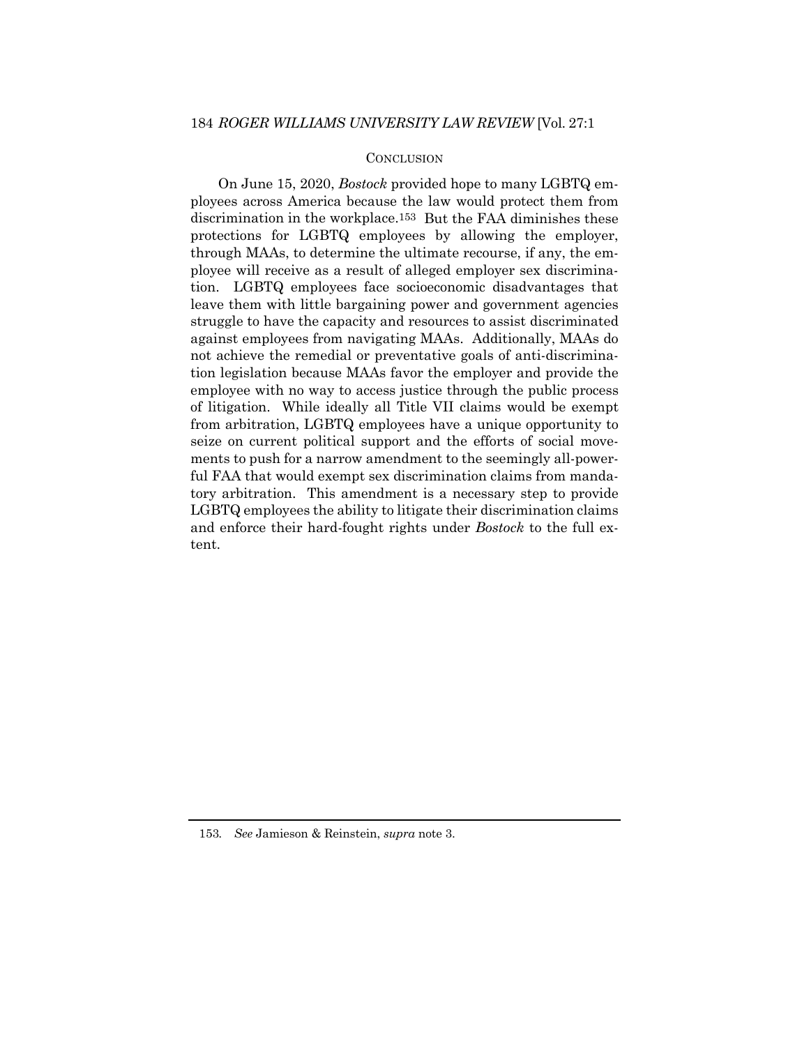## CONCLUSION

On June 15, 2020, *Bostock* provided hope to many LGBTQ employees across America because the law would protect them from discrimination in the workplace.[153] But the FAA diminishes these protections for LGBTQ employees by allowing the employer, through MAAs, to determine the ultimate recourse, if any, the employee will receive as a result of alleged employer sex discrimination. LGBTQ employees face socioeconomic disadvantages that leave them with little bargaining power and government agencies struggle to have the capacity and resources to assist discriminated against employees from navigating MAAs. Additionally, MAAs do not achieve the remedial or preventative goals of anti-discrimination legislation because MAAs favor the employer and provide the employee with no way to access justice through the public process of litigation. While ideally all Title VII claims would be exempt from arbitration, LGBTQ employees have a unique opportunity to seize on current political support and the efforts of social movements to push for a narrow amendment to the seemingly all-powerful FAA that would exempt sex discrimination claims from mandatory arbitration. This amendment is a necessary step to provide LGBTQ employees the ability to litigate their discrimination claims and enforce their hard-fought rights under *Bostock* to the full extent.

153. *See* Jamieson & Reinstein, *supra* note 3.